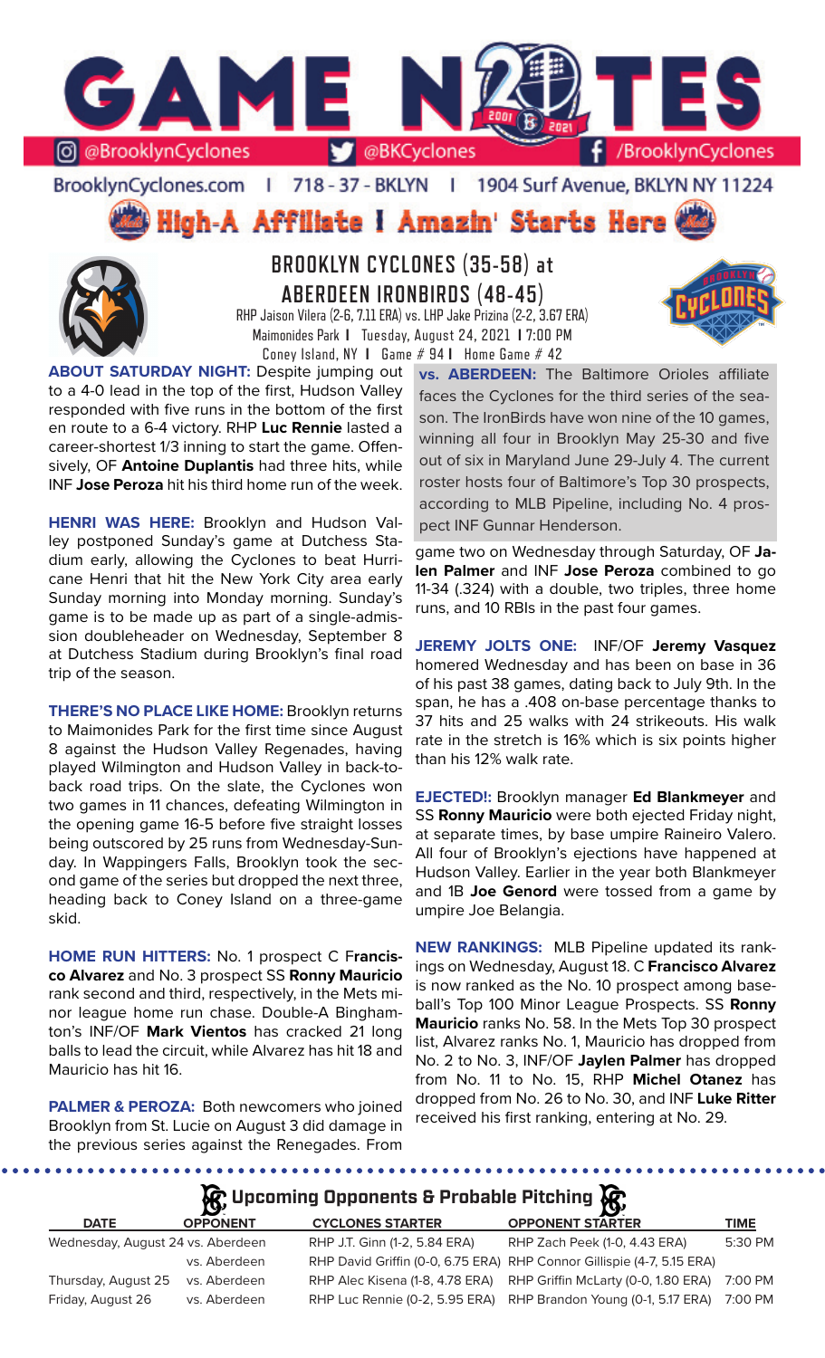# GAME NOTES

@BrooklynCyclones | @BKCyclones | /BrooklynCyclones

BrooklynCyclones.com | 718 - 37 - BKLYN | 1904 Surf Avenue, BKLYN NY 11224

## High-A Affiliate | Amazin' Starts Here

## BROOKLYN CYCLONES (35-58) at ABERDEEN IRONBIRDS (48-45)

RHP Jaison Vilera (2-6, 7.11 ERA) vs. LHP Jake Prizina (2-2, 3.67 ERA)
Maimonides Park | Tuesday, August 24, 2021 | 7:00 PM
Coney Island, NY | Game # 94 | Home Game # 42

**ABOUT SATURDAY NIGHT:** Despite jumping out to a 4-0 lead in the top of the first, Hudson Valley responded with five runs in the bottom of the first en route to a 6-4 victory. RHP **Luc Rennie** lasted a career-shortest 1/3 inning to start the game. Offensively, OF **Antoine Duplantis** had three hits, while INF **Jose Peroza** hit his third home run of the week.

**HENRI WAS HERE:** Brooklyn and Hudson Valley postponed Sunday's game at Dutchess Stadium early, allowing the Cyclones to beat Hurricane Henri that hit the New York City area early Sunday morning into Monday morning. Sunday's game is to be made up as part of a single-admission doubleheader on Wednesday, September 8 at Dutchess Stadium during Brooklyn's final road trip of the season.

**THERE'S NO PLACE LIKE HOME:** Brooklyn returns to Maimonides Park for the first time since August 8 against the Hudson Valley Regenades, having played Wilmington and Hudson Valley in back-to-back road trips. On the slate, the Cyclones won two games in 11 chances, defeating Wilmington in the opening game 16-5 before five straight losses being outscored by 25 runs from Wednesday-Sunday. In Wappingers Falls, Brooklyn took the second game of the series but dropped the next three, heading back to Coney Island on a three-game skid.

**HOME RUN HITTERS:** No. 1 prospect C **Francisco Alvarez** and No. 3 prospect SS **Ronny Mauricio** rank second and third, respectively, in the Mets minor league home run chase. Double-A Binghamton's INF/OF **Mark Vientos** has cracked 21 long balls to lead the circuit, while Alvarez has hit 18 and Mauricio has hit 16.

**PALMER & PEROZA:** Both newcomers who joined Brooklyn from St. Lucie on August 3 did damage in the previous series against the Renegades. From game two on Wednesday through Saturday, OF **Jalen Palmer** and INF **Jose Peroza** combined to go 11-34 (.324) with a double, two triples, three home runs, and 10 RBIs in the past four games.

**vs. ABERDEEN:** The Baltimore Orioles affiliate faces the Cyclones for the third series of the season. The IronBirds have won nine of the 10 games, winning all four in Brooklyn May 25-30 and five out of six in Maryland June 29-July 4. The current roster hosts four of Baltimore's Top 30 prospects, according to MLB Pipeline, including No. 4 prospect INF Gunnar Henderson.

**JEREMY JOLTS ONE:** INF/OF **Jeremy Vasquez** homered Wednesday and has been on base in 36 of his past 38 games, dating back to July 9th. In the span, he has a .408 on-base percentage thanks to 37 hits and 25 walks with 24 strikeouts. His walk rate in the stretch is 16% which is six points higher than his 12% walk rate.

**EJECTED!:** Brooklyn manager **Ed Blankmeyer** and SS **Ronny Mauricio** were both ejected Friday night, at separate times, by base umpire Raineiro Valero. All four of Brooklyn's ejections have happened at Hudson Valley. Earlier in the year both Blankmeyer and 1B **Joe Genord** were tossed from a game by umpire Joe Belangia.

**NEW RANKINGS:** MLB Pipeline updated its rankings on Wednesday, August 18. C **Francisco Alvarez** is now ranked as the No. 10 prospect among baseball's Top 100 Minor League Prospects. SS **Ronny Mauricio** ranks No. 58. In the Mets Top 30 prospect list, Alvarez ranks No. 1, Mauricio has dropped from No. 2 to No. 3, INF/OF **Jaylen Palmer** has dropped from No. 11 to No. 15, RHP **Michel Otanez** has dropped from No. 26 to No. 30, and INF **Luke Ritter** received his first ranking, entering at No. 29.

## Upcoming Opponents & Probable Pitching

| DATE | OPPONENT | CYCLONES STARTER | OPPONENT STARTER | TIME |
|---|---|---|---|---|
| Wednesday, August 24 | vs. Aberdeen | RHP J.T. Ginn (1-2, 5.84 ERA) | RHP Zach Peek (1-0, 4.43 ERA) | 5:30 PM |
| | vs. Aberdeen | RHP David Griffin (0-0, 6.75 ERA) | RHP Connor Gillispie (4-7, 5.15 ERA) | |
| Thursday, August 25 | vs. Aberdeen | RHP Alec Kisena (1-8, 4.78 ERA) | RHP Griffin McLarty (0-0, 1.80 ERA) | 7:00 PM |
| Friday, August 26 | vs. Aberdeen | RHP Luc Rennie (0-2, 5.95 ERA) | RHP Brandon Young (0-1, 5.17 ERA) | 7:00 PM |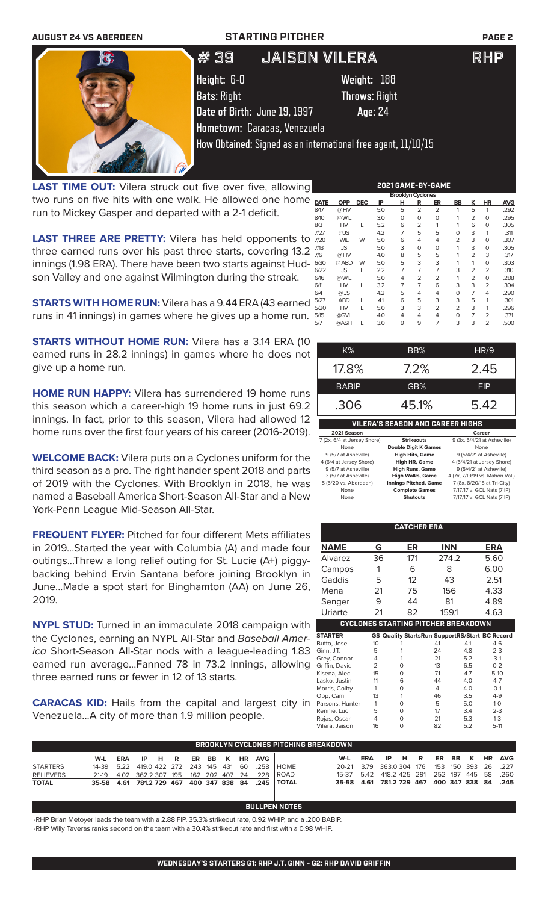AUGUST 24 VS ABERDEEN — STARTING PITCHER

# # 39 JAISON VILERA — RHP

**Height:** 6-0 **Weight:** 188
**Bats:** Right **Throws:** Right
**Date of Birth:** June 19, 1997 **Age:** 24
**Hometown:** Caracas, Venezuela
**How Obtained:** Signed as an international free agent, 11/10/15

**LAST TIME OUT:** Vilera struck out five over five, allowing two runs on five hits with one walk. He allowed one home run to Mickey Gasper and departed with a 2-1 deficit.

**LAST THREE ARE PRETTY:** Vilera has held opponents to three earned runs over his past three starts, covering 13.2 innings (1.98 ERA). There have been two starts against Hudson Valley and one against Wilmington during the streak.

**STARTS WITH HOME RUN:** Vilera has a 9.44 ERA (43 earned runs in 41 innings) in games where he gives up a home run.

**STARTS WITHOUT HOME RUN:** Vilera has a 3.14 ERA (10 earned runs in 28.2 innings) in games where he does not give up a home run.

**HOME RUN HAPPY:** Vilera has surrendered 19 home runs this season which a career-high 19 home runs in just 69.2 innings. In fact, prior to this season, Vilera had allowed 12 home runs over the first four years of his career (2016-2019).

**WELCOME BACK:** Vilera puts on a Cyclones uniform for the third season as a pro. The right hander spent 2018 and parts of 2019 with the Cyclones. With Brooklyn in 2018, he was named a Baseball America Short-Season All-Star and a New York-Penn League Mid-Season All-Star.

**FREQUENT FLYER:** Pitched for four different Mets affiliates in 2019...Started the year with Columbia (A) and made four outings...Threw a long relief outing for St. Lucie (A+) piggy-backing behind Ervin Santana before joining Brooklyn in June...Made a spot start for Binghamton (AA) on June 26, 2019.

**NYPL STUD:** Turned in an immaculate 2018 campaign with the Cyclones, earning an NYPL All-Star and *Baseball America* Short-Season All-Star nods with a league-leading 1.83 earned run average...Fanned 78 in 73.2 innings, allowing three earned runs or fewer in 12 of 13 starts.

**CARACAS KID:** Hails from the capital and largest city in Venezuela...A city of more than 1.9 million people.

### 2021 GAME-BY-GAME (Brooklyn Cyclones)

| DATE | OPP | DEC | IP | H | R | ER | BB | K | HR | AVG |
|---|---|---|---|---|---|---|---|---|---|---|
| 8/17 | @HV | | 5.0 | 5 | 2 | 2 | 1 | 5 | 1 | .292 |
| 8/10 | @WIL | | 3.0 | 0 | 0 | 0 | 1 | 2 | 0 | .295 |
| 8/3 | HV | L | 5.2 | 6 | 2 | 1 | 1 | 6 | 0 | .305 |
| 7/27 | @JS | | 4.2 | 7 | 5 | 5 | 0 | 3 | 1 | .311 |
| 7/20 | WIL | W | 5.0 | 6 | 4 | 4 | 2 | 3 | 0 | .307 |
| 7/13 | JS | | 5.0 | 3 | 0 | 0 | 1 | 3 | 0 | .305 |
| 7/6 | @HV | | 4.0 | 8 | 5 | 5 | 1 | 2 | 3 | .317 |
| 6/30 | @ABD | W | 5.0 | 5 | 3 | 3 | 1 | 1 | 0 | .303 |
| 6/22 | JS | L | 2.2 | 7 | 7 | 7 | 3 | 2 | 2 | .310 |
| 6/16 | @WIL | | 5.0 | 4 | 2 | 2 | 1 | 2 | 0 | .288 |
| 6/11 | HV | L | 3.2 | 7 | 7 | 6 | 3 | 3 | 2 | .304 |
| 6/4 | @JS | | 4.2 | 5 | 4 | 4 | 0 | 7 | 4 | .290 |
| 5/27 | ABD | L | 4.1 | 6 | 5 | 3 | 3 | 5 | 1 | .301 |
| 5/20 | HV | L | 5.0 | 3 | 3 | 2 | 2 | 3 | 1 | .296 |
| 5/15 | @GVL | | 4.0 | 4 | 4 | 4 | 0 | 7 | 2 | .371 |
| 5/7 | @ASH | L | 3.0 | 9 | 9 | 7 | 3 | 3 | 2 | .500 |

| K% | BB% | HR/9 |
|---|---|---|
| 17.8% | 7.2% | 2.45 |
| **BABIP** | **GB%** | **FIP** |
| .306 | 45.1% | 5.42 |

### VILERA'S SEASON AND CAREER HIGHS

| 2021 Season | | Career |
|---|---|---|
| 7 (2x, 6/4 at Jersey Shore) | Strikeouts | 9 (3x, 5/4/21 at Asheville) |
| None | Double Digit K Games | None |
| 9 (5/7 at Asheville) | High Hits, Game | 9 (5/4/21 at Asheville) |
| 4 (6/4 at Jersey Shore) | High HR, Game | 4 (6/4/21 at Jersey Shore) |
| 9 (5/7 at Asheville) | High Runs, Game | 9 (5/4/21 at Asheville) |
| 3 (5/7 at Asheville) | High Walks, Game | 4 (7x, 7/19/19 vs. Mahon.Val.) |
| 5 (5/20 vs. Aberdeen) | Innings Pitched, Game | 7 (8x, 8/20/18 at Tri-City) |
| None | Complete Games | 7/17/17 v. GCL Nats (7 IP) |
| None | Shutouts | 7/17/17 v. GCL Nats (7 IP) |

### CATCHER ERA

| NAME | G | ER | INN | ERA |
|---|---|---|---|---|
| Alvarez | 36 | 171 | 274.2 | 5.60 |
| Campos | 1 | 6 | 8 | 6.00 |
| Gaddis | 5 | 12 | 43 | 2.51 |
| Mena | 21 | 75 | 156 | 4.33 |
| Senger | 9 | 44 | 81 | 4.89 |
| Uriarte | 21 | 82 | 159.1 | 4.63 |

### CYCLONES STARTING PITCHER BREAKDOWN

| STARTER | GS | Quality Starts | Run Support | RS/Start | BC Record |
|---|---|---|---|---|---|
| Butto, Jose | 10 | 1 | 41 | 4.1 | 4-6 |
| Ginn, J.T. | 5 | 1 | 24 | 4.8 | 2-3 |
| Grey, Connor | 4 | 1 | 21 | 5.2 | 3-1 |
| Griffin, David | 2 | 0 | 13 | 6.5 | 0-2 |
| Kisena, Alec | 15 | 0 | 71 | 4.7 | 5-10 |
| Lasko, Justin | 11 | 6 | 44 | 4.0 | 4-7 |
| Morris, Colby | 1 | 0 | 4 | 4.0 | 0-1 |
| Opp, Cam | 13 | 1 | 46 | 3.5 | 4-9 |
| Parsons, Hunter | 1 | 0 | 5 | 5.0 | 1-0 |
| Rennie, Luc | 5 | 0 | 17 | 3.4 | 2-3 |
| Rojas, Oscar | 4 | 0 | 21 | 5.3 | 1-3 |
| Vilera, Jaison | 16 | 0 | 82 | 5.2 | 5-11 |

### BROOKLYN CYCLONES PITCHING BREAKDOWN

| | W-L | ERA | IP | H | R | ER | BB | K | HR | AVG |
|---|---|---|---|---|---|---|---|---|---|---|
| STARTERS | 14-39 | 5.22 | 419.0 | 422 | 272 | 243 | 145 | 431 | 60 | .258 |
| RELIEVERS | 21-19 | 4.02 | 362.2 | 307 | 195 | 162 | 202 | 407 | 24 | .228 |
| TOTAL | 35-58 | 4.61 | 781.2 | 729 | 467 | 400 | 347 | 838 | 84 | .245 |

| | W-L | ERA | IP | H | R | ER | BB | K | HR | AVG |
|---|---|---|---|---|---|---|---|---|---|---|
| HOME | 20-21 | 3.79 | 363.0 | 304 | 176 | 153 | 150 | 393 | 26 | .227 |
| ROAD | 15-37 | 5.42 | 418.2 | 425 | 291 | 252 | 197 | 445 | 58 | .260 |
| TOTAL | 35-58 | 4.61 | 781.2 | 729 | 467 | 400 | 347 | 838 | 84 | .245 |

### BULLPEN NOTES

-RHP Brian Metoyer leads the team with a 2.88 FIP, 35.3% strikeout rate, 0.92 WHIP, and a .200 BABIP.
-RHP Willy Taveras ranks second on the team with a 30.4% strikeout rate and first with a 0.98 WHIP.

**WEDNESDAY'S STARTERS G1: RHP J.T. GINN - G2: RHP DAVID GRIFFIN**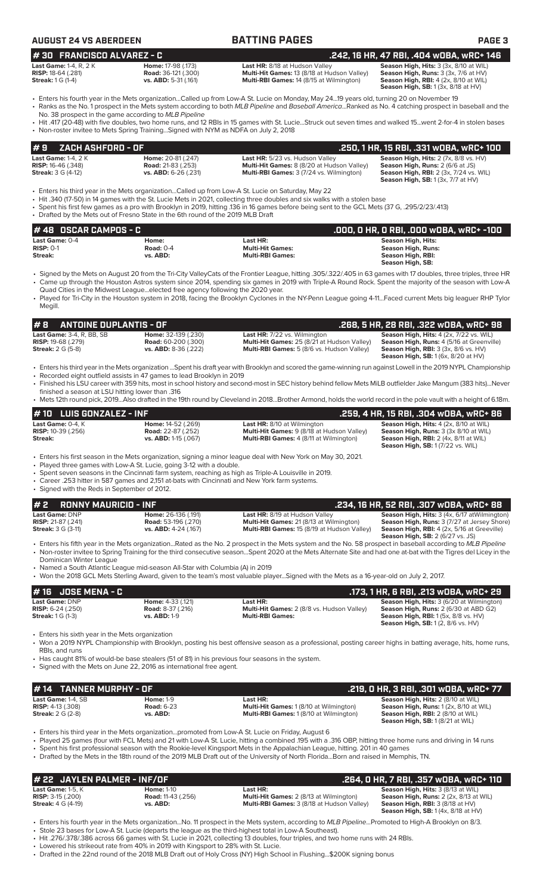## # 30 FRANCISCO ALVAREZ - C
**.242, 16 HR, 47 RBI, .404 wOBA, wRC+ 146**

| | | | |
|---|---|---|---|
| **Last Game:** 1-4, R, 2 K | **Home:** 17-98 (.173) | **Last HR:** 8/18 at Hudson Valley | **Season High, Hits:** 3 (3x, 8/10 at WIL) |
| **RISP:** 18-64 (.281) | **Road:** 36-121 (.300) | **Multi-Hit Games:** 13 (8/18 at Hudson Valley) | **Season High, Runs:** 3 (3x, 7/6 at HV) |
| **Streak:** 1 G (1-4) | **vs. ABD:** 5-31 (.161) | **Multi-RBI Games:** 14 (8/15 at Wilmington) | **Season High, RBI:** 4 (2x, 8/10 at WIL) |
| | | | **Season High, SB:** 1 (3x, 8/18 at HV) |

- Enters his fourth year in the Mets organization...Called up from Low-A St. Lucie on Monday, May 24...19 years old, turning 20 on November 19
- Ranks as the No. 1 prospect in the Mets system according to both *MLB Pipeline* and *Baseball America*...Ranked as No. 4 catching prospect in baseball and the No. 38 prospect in the game according to *MLB Pipeline*
- Hit .417 (20-48) with five doubles, two home runs, and 12 RBIs in 15 games with St. Lucie...Struck out seven times and walked 15...went 2-for-4 in stolen bases
- Non-roster invitee to Mets Spring Training...Signed with NYM as NDFA on July 2, 2018

## # 9 ZACH ASHFORD - OF
**.250, 1 HR, 15 RBI, .331 wOBA, wRC+ 100**

| | | | |
|---|---|---|---|
| **Last Game:** 1-4, 2 K | **Home:** 20-81 (.247) | **Last HR:** 5/23 vs. Hudson Valley | **Season High, Hits:** 2 (7x, 8/8 vs. HV) |
| **RISP:** 16-46 (.348) | **Road:** 21-83 (.253) | **Multi-Hit Games:** 8 (8/20 at Hudson Valley) | **Season High, Runs:** 2 (6/6 at JS) |
| **Streak:** 3 G (4-12) | **vs. ABD:** 6-26 (.231) | **Multi-RBI Games:** 3 (7/24 vs. Wilmington) | **Season High, RBI:** 2 (3x, 7/24 vs. WIL) |
| | | | **Season High, SB:** 1 (3x, 7/7 at HV) |

- Enters his third year in the Mets organization...Called up from Low-A St. Lucie on Saturday, May 22
- Hit .340 (17-50) in 14 games with the St. Lucie Mets in 2021, collecting three doubles and six walks with a stolen base
- Spent his first few games as a pro with Brooklyn in 2019, hitting .136 in 16 games before being sent to the GCL Mets (37 G, .295/2/23/.413)
- Drafted by the Mets out of Fresno State in the 6th round of the 2019 MLB Draft

## # 48 OSCAR CAMPOS - C
**.000, 0 HR, 0 RBI, .000 wOBA, wRC+ -100**

| | | | |
|---|---|---|---|
| **Last Game:** 0-4 | **Home:** | **Last HR:** | **Season High, Hits:** |
| **RISP:** 0-1 | **Road:** 0-4 | **Multi-Hit Games:** | **Season High, Runs:** |
| **Streak:** | **vs. ABD:** | **Multi-RBI Games:** | **Season High, RBI:** |
| | | | **Season High, SB:** |

- Signed by the Mets on August 20 from the Tri-City ValleyCats of the Frontier League, hitting .305/.322/.405 in 63 games with 17 doubles, three triples, three HR
- Came up through the Houston Astros system since 2014, spending six games in 2019 with Triple-A Round Rock. Spent the majority of the season with Low-A Quad Cities in the Midwest League...elected free agency following the 2020 year.
- Played for Tri-City in the Houston system in 2018, facing the Brooklyn Cyclones in the NY-Penn League going 4-11...Faced current Mets big leaguer RHP Tylor Megill.

## # 8 ANTOINE DUPLANTIS - OF
**.266, 5 HR, 28 RBI, .322 wOBA, wRC+ 98**

| | | | |
|---|---|---|---|
| **Last Game:** 3-4, R, BB, SB | **Home:** 32-139 (.230) | **Last HR:** 7/22 vs. Wilmington | **Season High, Hits:** 4 (2x, 7/22 vs. WIL) |
| **RISP:** 19-68 (.279) | **Road:** 60-200 (.300) | **Multi-Hit Games:** 25 (8/21 at Hudson Valley) | **Season High, Runs:** 4 (5/16 at Greenville) |
| **Streak:** 2 G (5-8) | **vs. ABD:** 8-36 (.222) | **Multi-RBI Games:** 5 (8/6 vs. Hudson Valley) | **Season High, RBI:** 3 (3x, 8/6 vs. HV) |
| | | | **Season High, SB:** 1 (6x, 8/20 at HV) |

- Enters his third year in the Mets organization ...Spent his draft year with Brooklyn and scored the game-winning run against Lowell in the 2019 NYPL Championship
- Recorded eight outfield assists in 47 games to lead Brooklyn in 2019
- Finished his LSU career with 359 hits, most in school history and second-most in SEC history behind fellow Mets MiLB outfielder Jake Mangum (383 hits)...Never finished a season at LSU hitting lower than .316
- Mets 12th round pick, 2019...Also drafted in the 19th round by Cleveland in 2018...Brother Armond, holds the world record in the pole vault with a height of 6.18m.

## # 10 LUIS GONZALEZ - INF
**.259, 4 HR, 15 RBI, .304 wOBA, wRC+ 86**

| | | | |
|---|---|---|---|
| **Last Game:** 0-4, K | **Home:** 14-52 (.269) | **Last HR:** 8/10 at Wilmington | **Season High, Hits:** 4 (2x, 8/10 at WIL) |
| **RISP:** 10-39 (.256) | **Road:** 22-87 (.252) | **Multi-Hit Games:** 9 (8/18 at Hudson Valley) | **Season High, Runs:** 3 (3x 8/10 at WIL) |
| **Streak:** | **vs. ABD:** 1-15 (.067) | **Multi-RBI Games:** 4 (8/11 at Wilmington) | **Season High, RBI:** 2 (4x, 8/11 at WIL) |
| | | | **Season High, SB:** 1 (7/22 vs. WIL) |

- Enters his first season in the Mets organization, signing a minor league deal with New York on May 30, 2021.
- Played three games with Low-A St. Lucie, going 3-12 with a double.
- Spent seven seasons in the Cincinnati farm system, reaching as high as Triple-A Louisville in 2019.
- Career .253 hitter in 587 games and 2,151 at-bats with Cincinnati and New York farm systems.
- Signed with the Reds in September of 2012.

## # 2 RONNY MAURICIO - INF
**.234, 16 HR, 52 RBI, .307 wOBA, wRC+ 88**

| | | | |
|---|---|---|---|
| **Last Game:** DNP | **Home:** 26-136 (.191) | **Last HR:** 8/19 at Hudson Valley | **Season High, Hits:** 3 (4x, 6/17 atWilmington) |
| **RISP:** 21-87 (.241) | **Road:** 53-196 (.270) | **Multi-Hit Games:** 21 (8/13 at Wilmington) | **Season High, Runs:** 3 (7/27 at Jersey Shore) |
| **Streak:** 3 G (3-11) | **vs. ABD:** 4-24 (.167) | **Multi-RBI Games:** 15 (8/19 at Hudson Valley) | **Season High, RBI:** 4 (2x, 5/16 at Greeville) |
| | | | **Season High, SB:** 2 (6/27 vs. JS) |

- Enters his fifth year in the Mets organization...Rated as the No. 2 prospect in the Mets system and the No. 58 prospect in baseball according to *MLB Pipeline*
- Non-roster invitee to Spring Training for the third consecutive season...Spent 2020 at the Mets Alternate Site and had one at-bat with the Tigres del Licey in the Dominican Winter League
- Named a South Atlantic League mid-season All-Star with Columbia (A) in 2019
- Won the 2018 GCL Mets Sterling Award, given to the team's most valuable player...Signed with the Mets as a 16-year-old on July 2, 2017.

## # 16 JOSE MENA - C
**.173, 1 HR, 6 RBI, .213 wOBA, wRC+ 29**

| | | | |
|---|---|---|---|
| **Last Game:** DNP | **Home:** 4-33 (.121) | **Last HR:** | **Season High, Hits:** 3 (6/20 at Wilmington) |
| **RISP:** 6-24 (.250) | **Road:** 8-37 (.216) | **Multi-Hit Games:** 2 (8/8 vs. Hudson Valley) | **Season High, Runs:** 2 (6/30 at ABD G2) |
| **Streak:** 1 G (1-3) | **vs. ABD:** 1-9 | **Multi-RBI Games:** | **Season High, RBI:** 1 (5x, 8/8 vs. HV) |
| | | | **Season High, SB:** 1 (2, 8/6 vs. HV) |

- Enters his sixth year in the Mets organization
- Won a 2019 NYPL Championship with Brooklyn, posting his best offensive season as a professional, posting career highs in batting average, hits, home runs, RBIs, and runs
- Has caught 81% of would-be base stealers (51 of 81) in his previous four seasons in the system.
- Signed with the Mets on June 22, 2016 as international free agent.

## # 14 TANNER MURPHY - OF
**.219, 0 HR, 3 RBI, .301 wOBA, wRC+ 77**

| | | | |
|---|---|---|---|
| **Last Game:** 1-4, SB | **Home:** 1-9 | **Last HR:** | **Season High, Hits:** 2 (8/10 at WIL) |
| **RISP:** 4-13 (.308) | **Road:** 6-23 | **Multi-Hit Games:** 1 (8/10 at Wilmington) | **Season High, Runs:** 1 (2x, 8/10 at WIL) |
| **Streak:** 2 G (2-8) | **vs. ABD:** | **Multi-RBI Games:** 1 (8/10 at Wilmington) | **Season High, RBI:** 2 (8/10 at WIL) |
| | | | **Season High, SB:** 1 (8/21 at WIL) |

- Enters his third year in the Mets organization...promoted from Low-A St. Lucie on Friday, August 6
- Played 25 games (four with FCL Mets) and 21 with Low-A St. Lucie, hitting a combined .195 with a .316 OBP, hitting three home runs and driving in 14 runs
- Spent his first professional season with the Rookie-level Kingsport Mets in the Appalachian League, hitting. 201 in 40 games
- Drafted by the Mets in the 18th round of the 2019 MLB Draft out of the University of North Florida...Born and raised in Memphis, TN.

## # 22 JAYLEN PALMER - INF/OF
**.264, 0 HR, 7 RBI, .357 wOBA, wRC+ 110**

| | | | |
|---|---|---|---|
| **Last Game:** 1-5, K | **Home:** 1-10 | **Last HR:** | **Season High, Hits:** 3 (8/13 at WIL) |
| **RISP:** 3-15 (.200) | **Road:** 11-43 (.256) | **Multi-Hit Games:** 2 (8/13 at Wilmington) | **Season High, Runs:** 2 (2x, 8/13 at WIL) |
| **Streak:** 4 G (4-19) | **vs. ABD:** | **Multi-RBI Games:** 3 (8/18 at Hudson Valley) | **Season High, RBI:** 3 (8/18 at HV) |
| | | | **Season High, SB:** 1 (4x, 8/18 at HV) |

- Enters his fourth year in the Mets organization...No. 11 prospect in the Mets system, according to *MLB Pipeline*...Promoted to High-A Brooklyn on 8/3.
- Stole 23 bases for Low-A St. Lucie (departs the league as the third-highest total in Low-A Southeast).
- Hit .276/.378/.386 across 66 games with St. Lucie in 2021, collecting 13 doubles, four triples, and two home runs with 24 RBIs.
- Lowered his strikeout rate from 40% in 2019 with Kingsport to 28% with St. Lucie.
- Drafted in the 22nd round of the 2018 MLB Draft out of Holy Cross (NY) High School in Flushing...$200K signing bonus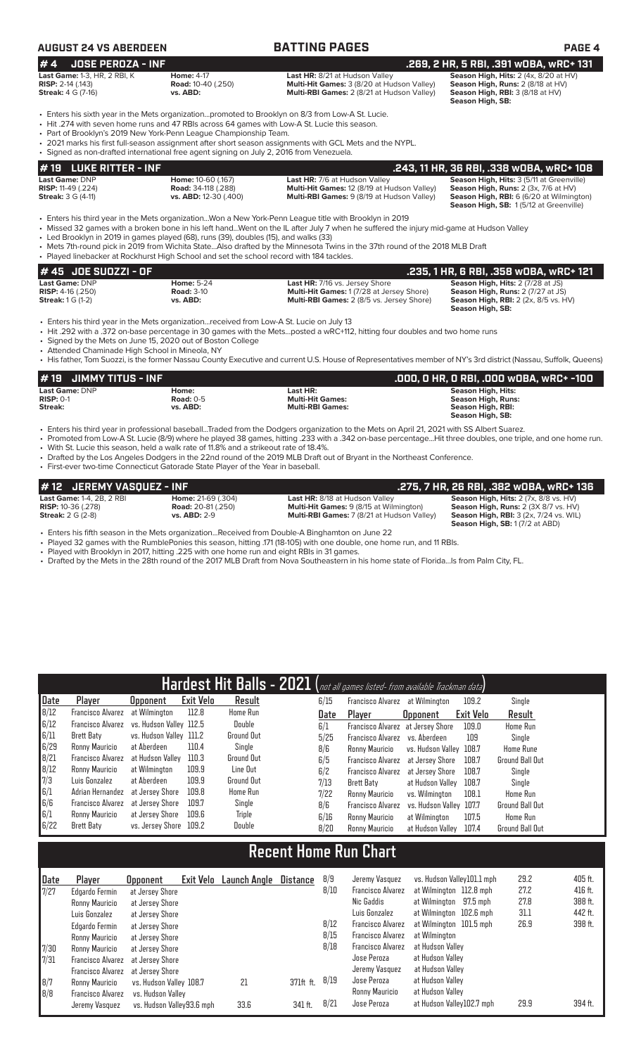## AUGUST 24 VS ABERDEEN — BATTING PAGES

### #4 JOSE PEROZA - INF — .269, 2 HR, 5 RBI, .391 wOBA, wRC+ 131

**Last Game:** 1-3, HR, 2 RBI, K
**RISP:** 2-14 (.143)
**Streak:** 4 G (7-16)

**Home:** 4-17
**Road:** 10-40 (.250)
**vs. ABD:**

**Last HR:** 8/21 at Hudson Valley
**Multi-Hit Games:** 3 (8/20 at Hudson Valley)
**Multi-RBI Games:** 2 (8/21 at Hudson Valley)

**Season High, Hits:** 2 (4x, 8/20 at HV)
**Season High, Runs:** 2 (8/18 at HV)
**Season High, RBI:** 3 (8/18 at HV)
**Season High, SB:**

- Enters his sixth year in the Mets organization...promoted to Brooklyn on 8/3 from Low-A St. Lucie.
- Hit .274 with seven home runs and 47 RBIs across 64 games with Low-A St. Lucie this season.
- Part of Brooklyn's 2019 New York-Penn League Championship Team.
- 2021 marks his first full-season assignment after short season assignments with GCL Mets and the NYPL.
- Signed as non-drafted international free agent signing on July 2, 2016 from Venezuela.

### #19 LUKE RITTER - INF — .243, 11 HR, 36 RBI, .338 wOBA, wRC+ 108

**Last Game:** DNP
**RISP:** 11-49 (.224)
**Streak:** 3 G (4-11)

**Home:** 10-60 (.167)
**Road:** 34-118 (.288)
**vs. ABD:** 12-30 (.400)

**Last HR:** 7/6 at Hudson Valley
**Multi-Hit Games:** 12 (8/19 at Hudson Valley)
**Multi-RBI Games:** 9 (8/19 at Hudson Valley)

**Season High, Hits:** 3 (5/11 at Greenville)
**Season High, Runs:** 2 (3x, 7/6 at HV)
**Season High, RBI:** 6 (6/20 at Wilmington)
**Season High, SB:** 1 (5/12 at Greenville)

- Enters his third year in the Mets organization...Won a New York-Penn League title with Brooklyn in 2019
- Missed 32 games with a broken bone in his left hand...Went on the IL after July 7 when he suffered the injury mid-game at Hudson Valley
- Led Brooklyn in 2019 in games played (68), runs (39), doubles (15), and walks (33)
- Mets 7th-round pick in 2019 from Wichita State...Also drafted by the Minnesota Twins in the 37th round of the 2018 MLB Draft
- Played linebacker at Rockhurst High School and set the school record with 184 tackles.

### #45 JOE SUOZZI - OF — .235, 1 HR, 6 RBI, .358 wOBA, wRC+ 121

**Last Game:** DNP
**RISP:** 4-16 (.250)
**Streak:** 1 G (1-2)

**Home:** 5-24
**Road:** 3-10
**vs. ABD:**

**Last HR:** 7/16 vs. Jersey Shore
**Multi-Hit Games:** 1 (7/28 at Jersey Shore)
**Multi-RBI Games:** 2 (8/5 vs. Jersey Shore)

**Season High, Hits:** 2 (7/28 at JS)
**Season High, Runs:** 2 (7/27 at JS)
**Season High, RBI:** 2 (2x, 8/5 vs. HV)
**Season High, SB:**

- Enters his third year in the Mets organization...received from Low-A St. Lucie on July 13
- Hit .292 with a .372 on-base percentage in 30 games with the Mets...posted a wRC+112, hitting four doubles and two home runs
- Signed by the Mets on June 15, 2020 out of Boston College
- Attended Chaminade High School in Mineola, NY
- His father, Tom Suozzi, is the former Nassau County Executive and current U.S. House of Representatives member of NY's 3rd district (Nassau, Suffolk, Queens)

### #19 JIMMY TITUS - INF — .000, 0 HR, 0 RBI, .000 wOBA, wRC+ -100

**Last Game:** DNP
**RISP:** 0-1
**Streak:**

**Home:**
**Road:** 0-5
**vs. ABD:**

**Last HR:**
**Multi-Hit Games:**
**Multi-RBI Games:**

**Season High, Hits:**
**Season High, Runs:**
**Season High, RBI:**
**Season High, SB:**

- Enters his third year in professional baseball...Traded from the Dodgers organization to the Mets on April 21, 2021 with SS Albert Suarez.
- Promoted from Low-A St. Lucie (8/9) where he played 38 games, hitting .233 with a .342 on-base percentage...Hit three doubles, one triple, and one home run.
- With St. Lucie this season, held a walk rate of 11.8% and a strikeout rate of 18.4%.
- Drafted by the Los Angeles Dodgers in the 22nd round of the 2019 MLB Draft out of Bryant in the Northeast Conference.
- First-ever two-time Connecticut Gatorade State Player of the Year in baseball.

### #12 JEREMY VASQUEZ - INF — .275, 7 HR, 26 RBI, .382 wOBA, wRC+ 136

**Last Game:** 1-4, 2B, 2 RBI
**RISP:** 10-36 (.278)
**Streak:** 2 G (2-8)

**Home:** 21-69 (.304)
**Road:** 20-81 (.250)
**vs. ABD:** 2-9

**Last HR:** 8/18 at Hudson Valley
**Multi-Hit Games:** 9 (8/15 at Wilmington)
**Multi-RBI Games:** 7 (8/21 at Hudson Valley)

**Season High, Hits:** 2 (7x, 8/8 vs. HV)
**Season High, Runs:** 2 (3X 8/7 vs. HV)
**Season High, RBI:** 3 (2x, 7/24 vs. WIL)
**Season High, SB:** 1 (7/2 at ABD)

- Enters his fifth season in the Mets organization...Received from Double-A Binghamton on June 22
- Played 32 games with the RumblePonies this season, hitting .171 (18-105) with one double, one home run, and 11 RBIs.
- Played with Brooklyn in 2017, hitting .225 with one home run and eight RBIs in 31 games.
- Drafted by the Mets in the 28th round of the 2017 MLB Draft from Nova Southeastern in his home state of Florida...Is from Palm City, FL.

## Hardest Hit Balls - 2021 (not all games listed- from available Trackman data)

| Date | Player | Opponent | Exit Velo | Result |
|---|---|---|---|---|
| 8/12 | Francisco Alvarez | at Wilmington | 112.8 | Home Run |
| 6/12 | Francisco Alvarez | vs. Hudson Valley | 112.5 | Double |
| 6/11 | Brett Baty | vs. Hudson Valley | 111.2 | Ground Out |
| 6/29 | Ronny Mauricio | at Aberdeen | 110.4 | Single |
| 8/21 | Francisco Alvarez | at Hudson Valley | 110.3 | Ground Out |
| 8/12 | Ronny Mauricio | at Wilmington | 109.9 | Line Out |
| 7/3 | Luis Gonzalez | at Aberdeen | 109.9 | Ground Out |
| 6/1 | Adrian Hernandez | at Jersey Shore | 109.8 | Home Run |
| 6/6 | Francisco Alvarez | at Jersey Shore | 109.7 | Single |
| 6/1 | Ronny Mauricio | at Jersey Shore | 109.6 | Triple |
| 6/22 | Brett Baty | vs. Jersey Shore | 109.2 | Double |
| 6/15 | Francisco Alvarez | at Wilmington | 109.2 | Single |
| 6/1 | Francisco Alvarez | at Jersey Shore | 109.0 | Home Run |
| 5/25 | Francisco Alvarez | vs. Aberdeen | 109 | Single |
| 8/6 | Ronny Mauricio | vs. Hudson Valley | 108.7 | Home Rune |
| 6/5 | Francisco Alvarez | at Jersey Shore | 108.7 | Ground Ball Out |
| 6/2 | Francisco Alvarez | at Jersey Shore | 108.7 | Single |
| 7/13 | Brett Baty | at Hudson Valley | 108.7 | Single |
| 7/22 | Ronny Mauricio | vs. Wilmington | 108.1 | Home Run |
| 8/6 | Francisco Alvarez | vs. Hudson Valley | 107.7 | Ground Ball Out |
| 6/16 | Ronny Mauricio | at Wilmington | 107.5 | Home Run |
| 8/20 | Ronny Mauricio | at Hudson Valley | 107.4 | Ground Ball Out |

## Recent Home Run Chart

| Date | Player | Opponent | Exit Velo | Launch Angle | Distance |
|---|---|---|---|---|---|
| 7/27 | Edgardo Fermin | at Jersey Shore | | | |
| | Ronny Mauricio | at Jersey Shore | | | |
| | Luis Gonzalez | at Jersey Shore | | | |
| | Edgardo Fermin | at Jersey Shore | | | |
| | Ronny Mauricio | at Jersey Shore | | | |
| 7/30 | Ronny Mauricio | at Jersey Shore | | | |
| 7/31 | Francisco Alvarez | at Jersey Shore | | | |
| | Francisco Alvarez | at Jersey Shore | | | |
| 8/7 | Ronny Mauricio | vs. Hudson Valley | 108.7 | 21 | 371ft ft. |
| 8/8 | Francisco Alvarez | vs. Hudson Valley | | | |
| | Jeremy Vasquez | vs. Hudson Valley | 93.6 mph | 33.6 | 341 ft. |
| 8/9 | Jeremy Vasquez | vs. Hudson Valley | 101.1 mph | 29.2 | 405 ft. |
| 8/10 | Francisco Alvarez | at Wilmington | 112.8 mph | 27.2 | 416 ft. |
| | Nic Gaddis | at Wilmington | 97.5 mph | 27.8 | 388 ft. |
| | Luis Gonzalez | at Wilmington | 102.6 mph | 31.1 | 442 ft. |
| 8/12 | Francisco Alvarez | at Wilmington | 101.5 mph | 26.9 | 398 ft. |
| 8/15 | Francisco Alvarez | at Wilmington | | | |
| 8/18 | Francisco Alvarez | at Hudson Valley | | | |
| | Jose Peroza | at Hudson Valley | | | |
| | Jeremy Vasquez | at Hudson Valley | | | |
| 8/19 | Jose Peroza | at Hudson Valley | | | |
| | Ronny Mauricio | at Hudson Valley | | | |
| 8/21 | Jose Peroza | at Hudson Valley | 102.7 mph | 29.9 | 394 ft. |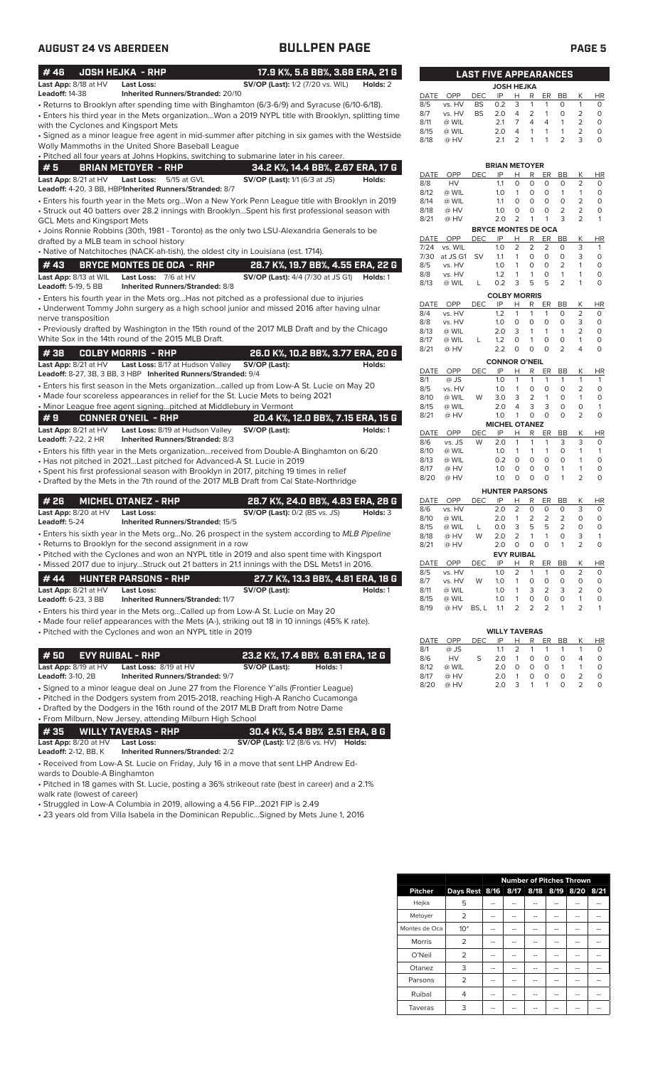## AUGUST 24 VS ABERDEEN

## BULLPEN PAGE

### # 46 JOSH HEJKA - RHP — 17.9 K%, 5.6 BB%, 3.68 ERA, 21 G

**Last App:** 8/18 at HV **Last Loss:** **SV/OP (Last):** 1/2 (7/20 vs. WIL) **Holds:** 2
**Leadoff:** 14-38 **Inherited Runners/Stranded:** 20/10

- Returns to Brooklyn after spending time with Binghamton (6/3-6/9) and Syracuse (6/10-6/18).
- Enters his third year in the Mets organization...Won a 2019 NYPL title with Brooklyn, splitting time with the Cyclones and Kingsport Mets
- Signed as a minor league free agent in mid-summer after pitching in six games with the Westside Wolly Mammoths in the United Shore Baseball League
- Pitched all four years at Johns Hopkins, switching to submarine later in his career.

### # 5 BRIAN METOYER - RHP — 34.2 K%, 14.4 BB%, 2.67 ERA, 17 G

**Last App:** 8/21 at HV **Last Loss:** 5/15 at GVL **SV/OP (Last):** 1/1 (6/3 at JS) **Holds:**
**Leadoff:** 4-20, 3 BB, HBP **Inherited Runners/Stranded:** 8/7

- Enters his fourth year in the Mets org...Won a New York Penn League title with Brooklyn in 2019
- Struck out 40 batters over 28.2 innings with Brooklyn...Spent his first professional season with GCL Mets and Kingsport Mets
- Joins Ronnie Robbins (30th, 1981 - Toronto) as the only two LSU-Alexandria Generals to be drafted by a MLB team in school history
- Native of Natchitoches (NACK-ah-tish), the oldest city in Louisiana (est. 1714).

### # 43 BRYCE MONTES DE OCA - RHP — 28.7 K%, 19.7 BB%, 4.55 ERA, 22 G

**Last App:** 8/13 at WIL **Last Loss:** 7/6 at HV **SV/OP (Last):** 4/4 (7/30 at JS G1) **Holds:** 1
**Leadoff:** 5-19, 5 BB **Inherited Runners/Stranded:** 8/8

- Enters his fourth year in the Mets org...Has not pitched as a professional due to injuries
- Underwent Tommy John surgery as a high school junior and missed 2016 after having ulnar nerve transposition
- Previously drafted by Washington in the 15th round of the 2017 MLB Draft and by the Chicago White Sox in the 14th round of the 2015 MLB Draft.

### # 38 COLBY MORRIS - RHP — 26.0 K%, 10.2 BB%, 3.77 ERA, 20 G

**Last App:** 8/21 at HV **Last Loss:** 8/17 at Hudson Valley **SV/OP (Last):** **Holds:**
**Leadoff:** 8-27, 3B, 3 BB, 3 HBP **Inherited Runners/Stranded:** 9/4

- Enters his first season in the Mets organization...called up from Low-A St. Lucie on May 20
- Made four scoreless appearances in relief for the St. Lucie Mets to being 2021
- Minor League free agent signing...pitched at Middlebury in Vermont

### # 9 CONNER O'NEIL - RHP — 20.4 K%, 12.0 BB%, 7.15 ERA, 15 G

**Last App:** 8/21 at HV **Last Loss:** 8/19 at Hudson Valley **SV/OP (Last):** **Holds:** 1
**Leadoff:** 7-22, 2 HR **Inherited Runners/Stranded:** 8/3

- Enters his fifth year in the Mets organization...received from Double-A Binghamton on 6/20
- Has not pitched in 2021...Last pitched for Advanced-A St. Lucie in 2019
- Spent his first professional season with Brooklyn in 2017, pitching 19 times in relief
- Drafted by the Mets in the 7th round of the 2017 MLB Draft from Cal State-Northridge

### # 26 MICHEL OTANEZ - RHP — 28.7 K%, 24.0 BB%, 4.83 ERA, 28 G

**Last App:** 8/20 at HV **Last Loss:** **SV/OP (Last):** 0/2 (BS vs. JS) **Holds:** 3
**Leadoff:** 5-24 **Inherited Runners/Stranded:** 15/5

- Enters his sixth year in the Mets org...No. 26 prospect in the system according to *MLB Pipeline*
- Returns to Brooklyn for the second assignment in a row
- Pitched with the Cyclones and won an NYPL title in 2019 and also spent time with Kingsport
- Missed 2017 due to injury...Struck out 21 batters in 21.1 innings with the DSL Mets1 in 2016.

### # 44 HUNTER PARSONS - RHP — 27.7 K%, 13.3 BB%, 4.81 ERA, 18 G

**Last App:** 8/21 at HV **Last Loss:** **SV/OP (Last):** **Holds:** 1
**Leadoff:** 6-23, 3 BB **Inherited Runners/Stranded:** 11/7

- Enters his third year in the Mets org...Called up from Low-A St. Lucie on May 20
- Made four relief appearances with the Mets (A-), striking out 18 in 10 innings (45% K rate).
- Pitched with the Cyclones and won an NYPL title in 2019

### # 50 EVY RUIBAL - RHP — 23.2 K%, 17.4 BB% 6.91 ERA, 12 G

**Last App:** 8/19 at HV **Last Loss:** 8/19 at HV **SV/OP (Last):** **Holds:** 1
**Leadoff:** 3-10, 2B **Inherited Runners/Stranded:** 9/7

- Signed to a minor league deal on June 27 from the Florence Y'alls (Frontier League)
- Pitched in the Dodgers system from 2015-2018, reaching High-A Rancho Cucamonga
- Drafted by the Dodgers in the 16th round of the 2017 MLB Draft from Notre Dame
- From Milburn, New Jersey, attending Milburn High School

### # 35 WILLY TAVERAS - RHP — 30.4 K%, 5.4 BB% 2.51 ERA, 8 G

**Last App:** 8/20 at HV **Last Loss:** **SV/OP (Last):** 1/2 (8/6 vs. HV) **Holds:**
**Leadoff:** 2-12, BB, K **Inherited Runners/Stranded:** 2/2

- Received from Low-A St. Lucie on Friday, July 16 in a move that sent LHP Andrew Edwards to Double-A Binghamton
- Pitched in 18 games with St. Lucie, posting a 36% strikeout rate (best in career) and a 2.1% walk rate (lowest of career)
- Struggled in Low-A Columbia in 2019, allowing a 4.56 FIP...2021 FIP is 2.49
- 23 years old from Villa Isabela in the Dominican Republic...Signed by Mets June 1, 2016

## LAST FIVE APPEARANCES

**JOSH HEJKA**

| DATE | OPP | DEC | IP | H | R | ER | BB | K | HR |
|---|---|---|---|---|---|---|---|---|---|
| 8/5 | vs. HV | BS | 0.2 | 3 | 1 | 1 | 0 | 1 | 0 |
| 8/7 | vs. HV | BS | 2.0 | 4 | 2 | 1 | 0 | 2 | 0 |
| 8/11 | @ WIL | | 2.1 | 7 | 4 | 4 | 1 | 2 | 0 |
| 8/15 | @ WIL | | 2.0 | 4 | 1 | 1 | 1 | 2 | 0 |
| 8/18 | @ HV | | 2.1 | 2 | 1 | 1 | 2 | 3 | 0 |

**BRIAN METOYER**

| DATE | OPP | DEC | IP | H | R | ER | BB | K | HR |
|---|---|---|---|---|---|---|---|---|---|
| 8/8 | HV | | 1.1 | 0 | 0 | 0 | 0 | 2 | 0 |
| 8/12 | @ WIL | | 1.0 | 1 | 0 | 0 | 1 | 1 | 0 |
| 8/14 | @ WIL | | 1.1 | 0 | 0 | 0 | 0 | 2 | 0 |
| 8/18 | @ HV | | 1.0 | 0 | 0 | 0 | 2 | 2 | 0 |
| 8/21 | @ HV | | 2.0 | 2 | 1 | 1 | 3 | 2 | 1 |

**BRYCE MONTES DE OCA**

| DATE | OPP | DEC | IP | H | R | ER | BB | K | HR |
|---|---|---|---|---|---|---|---|---|---|
| 7/24 | vs. WIL | | 1.0 | 2 | 2 | 2 | 0 | 3 | 1 |
| 7/30 | at JS G1 | SV | 1.1 | 1 | 0 | 0 | 0 | 3 | 0 |
| 8/5 | vs. HV | | 1.0 | 1 | 0 | 0 | 2 | 1 | 0 |
| 8/8 | vs. HV | | 1.2 | 1 | 1 | 0 | 1 | 1 | 0 |
| 8/13 | @ WIL | L | 0.2 | 3 | 5 | 5 | 2 | 1 | 0 |

**COLBY MORRIS**

| DATE | OPP | DEC | IP | H | R | ER | BB | K | HR |
|---|---|---|---|---|---|---|---|---|---|
| 8/4 | vs. HV | | 1.2 | 1 | 1 | 1 | 0 | 2 | 0 |
| 8/8 | vs. HV | | 1.0 | 0 | 0 | 0 | 0 | 3 | 0 |
| 8/13 | @ WIL | | 2.0 | 3 | 1 | 1 | 1 | 2 | 0 |
| 8/17 | @ WIL | L | 1.2 | 0 | 1 | 0 | 0 | 1 | 0 |
| 8/21 | @ HV | | 2.2 | 0 | 0 | 0 | 2 | 4 | 0 |

**CONNOR O'NEIL**

| DATE | OPP | DEC | IP | H | R | ER | BB | K | HR |
|---|---|---|---|---|---|---|---|---|---|
| 8/1 | @ JS | | 1.0 | 1 | 1 | 1 | 1 | 1 | 1 |
| 8/5 | vs. HV | | 1.0 | 1 | 0 | 0 | 0 | 2 | 0 |
| 8/10 | @ WIL | W | 3.0 | 3 | 2 | 1 | 0 | 1 | 0 |
| 8/15 | @ WIL | | 2.0 | 4 | 3 | 3 | 0 | 0 | 1 |
| 8/21 | @ HV | | 1.0 | 1 | 0 | 0 | 0 | 2 | 0 |

**MICHEL OTANEZ**

| DATE | OPP | DEC | IP | H | R | ER | BB | K | HR |
|---|---|---|---|---|---|---|---|---|---|
| 8/6 | vs. JS | W | 2.0 | 1 | 1 | 1 | 3 | 3 | 0 |
| 8/10 | @ WIL | | 1.0 | 1 | 1 | 1 | 0 | 1 | 1 |
| 8/13 | @ WIL | | 0.2 | 0 | 0 | 0 | 0 | 1 | 0 |
| 8/17 | @ HV | | 1.0 | 0 | 0 | 0 | 1 | 1 | 0 |
| 8/20 | @ HV | | 1.0 | 0 | 0 | 0 | 1 | 2 | 0 |

**HUNTER PARSONS**

| DATE | OPP | DEC | IP | H | R | ER | BB | K | HR |
|---|---|---|---|---|---|---|---|---|---|
| 8/6 | vs. HV | | 2.0 | 2 | 0 | 0 | 0 | 3 | 0 |
| 8/10 | @ WIL | | 2.0 | 1 | 2 | 2 | 2 | 0 | 0 |
| 8/15 | @ WIL | L | 0.0 | 3 | 5 | 5 | 2 | 0 | 0 |
| 8/18 | @ HV | W | 2.0 | 2 | 1 | 1 | 0 | 3 | 1 |
| 8/21 | @ HV | | 2.0 | 0 | 0 | 0 | 1 | 2 | 0 |

**EVY RUIBAL**

| DATE | OPP | DEC | IP | H | R | ER | BB | K | HR |
|---|---|---|---|---|---|---|---|---|---|
| 8/5 | vs. HV | | 1.0 | 2 | 1 | 1 | 0 | 2 | 0 |
| 8/7 | vs. HV | W | 1.0 | 1 | 0 | 0 | 0 | 0 | 0 |
| 8/11 | @ WIL | | 1.0 | 1 | 3 | 2 | 3 | 2 | 0 |
| 8/15 | @ WIL | | 1.0 | 1 | 0 | 0 | 0 | 1 | 0 |
| 8/19 | @ HV | BS, L | 1.1 | 2 | 2 | 2 | 1 | 2 | 1 |

**WILLY TAVERAS**

| DATE | OPP | DEC | IP | H | R | ER | BB | K | HR |
|---|---|---|---|---|---|---|---|---|---|
| 8/1 | @ JS | | 1.1 | 2 | 1 | 1 | 1 | 1 | 0 |
| 8/6 | HV | S | 2.0 | 1 | 0 | 0 | 0 | 4 | 0 |
| 8/12 | @ WIL | | 2.0 | 0 | 0 | 0 | 1 | 1 | 0 |
| 8/17 | @ HV | | 2.0 | 1 | 0 | 0 | 0 | 2 | 0 |
| 8/20 | @ HV | | 2.0 | 3 | 1 | 1 | 0 | 2 | 0 |

| Pitcher | Days Rest | Number of Pitches Thrown 8/16 | 8/17 | 8/18 | 8/19 | 8/20 | 8/21 |
|---|---|---|---|---|---|---|---|
| Hejka | 5 | -- | -- | -- | -- | -- | -- |
| Metoyer | 2 | -- | -- | -- | -- | -- | -- |
| Montes de Oca | 10* | -- | -- | -- | -- | -- | -- |
| Morris | 2 | -- | -- | -- | -- | -- | -- |
| O'Neil | 2 | -- | -- | -- | -- | -- | -- |
| Otanez | 3 | -- | -- | -- | -- | -- | -- |
| Parsons | 2 | -- | -- | -- | -- | -- | -- |
| Ruibal | 4 | -- | -- | -- | -- | -- | -- |
| Taveras | 3 | -- | -- | -- | -- | -- | -- |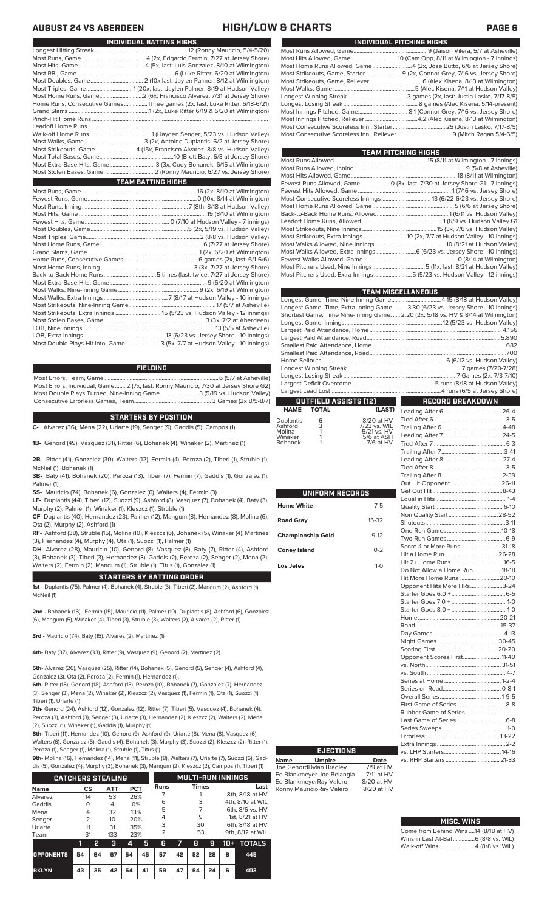## AUGUST 24 VS ABERDEEN — HIGH/LOW & CHARTS

### INDIVIDUAL BATTING HIGHS

| | |
|---|---|
| Longest Hitting Streak | 12 (Ronny Mauricio, 5/4-5/20) |
| Most Runs, Game | 4 (2x, Edgardo Fermin, 7/27 at Jersey Shore) |
| Most Hits, Game | 4 (5x, last: Luis Gonzalez, 8/10 at Wilmington) |
| Most RBI, Game | 6 (Luke Ritter, 6/20 at Wilmington) |
| Most Doubles, Game | 2 (10x last: Jaylen Palmer, 8/12 at Wilmington) |
| Most Triples, Game | 1 (20x, last: Jaylen Palmer, 8/19 at Hudson Valley) |
| Most Home Runs, Game | 2 (6x, Francisco Alvarez, 7/31 at Jersey Shore) |
| Home Runs, Consecutive Games | Three games (2x, last: Luke Ritter, 6/18-6/21) |
| Grand Slams | 1 (2x, Luke Ritter 6/19 & 6/20 at Wilmington) |
| Pinch-Hit Home Runs | |
| Leadoff Home Runs | |
| Walk-off Home Runs | 1 (Hayden Senger, 5/23 vs. Hudson Valley) |
| Most Walks, Game | 3 (2x, Antoine Duplantis, 6/2 at Jersey Shore) |
| Most Strikeouts, Game | 4 (15x, Francisco Alvarez, 8/8 vs. Hudson Valley) |
| Most Total Bases, Game | 10 (Brett Baty, 6/3 at Jersey Shore) |
| Most Extra-Base Hits, Game | 3 (3x, Cody Bohanek, 6/15 at Wilmington) |
| Most Stolen Bases, Game | 2 (Ronny Mauricio, 6/27 vs. Jersey Shore) |

### TEAM BATTING HIGHS

| | |
|---|---|
| Most Runs, Game | 16 (2x, 8/10 at Wilmington) |
| Fewest Runs, Game | 0 (10x, 8/14 at Wilmington) |
| Most Runs, Inning | 7 (8th, 8/18 at Hudson Valley) |
| Most Hits, Game | 19 (8/10 at Wilmington) |
| Fewest Hits, Game | 0 (7/10 at Hudson Valley - 7 innings) |
| Most Doubles, Game | 5 (2x, 5/19 vs. Hudson Valley) |
| Most Triples, Game | 2 (8/9 vs. Hudson Valley) |
| Most Home Runs, Game | 6 (7/27 at Jersey Shore) |
| Grand Slams, Game | 1 (2x, 6/20 at Wilmington) |
| Home Runs, Consecutive Games | 6 games (2x, last: 6/1-6/6) |
| Most Home Runs, Inning | 3 (3x, 7/27 at Jersey Shore) |
| Back-to-Back Home Runs | 5 times (last: twice, 7/27 at Jersey Shore) |
| Most Extra-Base Hits, Game | 9 (6/20 at Wilmington) |
| Most Walks, Nine-Inning Game | 9 (2x, 6/19 at Wilmington) |
| Most Walks, Extra Innings | 7 (8/17 at Hudson Valley - 10 innings) |
| Most Strikeouts, Nine-Inning Game | 17 (5/7 at Asheville) |
| Most Strikeouts, Extra Innings | 15 (5/23 vs. Hudson Valley - 12 innings) |
| Most Stolen Bases, Game | 3 (3x, 7/2 at Aberdeen) |
| LOB, Nine Innings | 13 (5/5 at Asheville) |
| LOB, Extra Innings | 13 (6/23 vs. Jersey Shore - 10 innings) |
| Most Double Plays Hit into, Game | 3 (5x, 7/7 at Hudson Valley - 10 innings) |

### FIELDING

| | |
|---|---|
| Most Errors, Team, Game | 6 (5/7 at Asheville) |
| Most Errors, Individual, Game | 2 (7x, last: Ronny Mauricio, 7/30 at Jersey Shore G2) |
| Most Double Plays Turned, Nine-Inning Game | 3 (5/19 vs. Hudson Valley) |
| Consecutive Errorless Games, Team | 3 Games (2x 8/5-8/7) |

### STARTERS BY POSITION

**C-** Alvarez (36), Mena (22), Uriarte (19), Senger (9), Gaddis (5), Campos (1)

**1B-** Genord (49), Vasquez (31), Ritter (6), Bohanek (4), Winaker (2), Martinez (1)

**2B-** Ritter (41), Gonzalez (30), Walters (12), Fermin (4), Peroza (2), Tiberi (1), Struble (1), McNeil (1), Bohanek (1)

**3B-** Baty (41), Bohanek (20), Peroza (13), Tiberi (7), Fermin (7), Gaddis (1), Gonzalez (1), Palmer (1)

**SS-** Mauricio (74), Bohanek (6), Gonzalez (6), Walters (4), Fermin (3)

**LF-** Duplantis (44), Tiberi (12), Suozzi (9), Ashford (8), Vasquez (7), Bohanek (4), Baty (3), Murphy (2), Palmer (1), Winaker (1), Kleszcz (1), Struble (1)

**CF-** Duplantis (40), Hernandez (23), Palmer (12), Mangum (8), Hernandez (8), Molina (6), Ota (2), Murphy (2), Ashford (1)

**RF-** Ashford (38), Struble (15), Molina (10), Kleszcz (6), Bohanek (5), Winaker (4), Martinez (3), Hernandez (4), Murphy (4), Ota (1), Suozzi (1), Palmer (1)

**DH-** Alvarez (28), Mauricio (10), Genord (8), Vasquez (8), Baty (7), Ritter (4), Ashford (3), Bohanek (3), Tiberi (3), Hernandez (3), Gaddis (2), Peroza (2), Senger (2), Mena (2), Walters (2), Fermin (2), Mangum (1), Struble (1), Titus (1), Gonzalez (1)

### STARTERS BY BATTING ORDER

**1st -** Duplantis (75), Palmer (4). Bohanek (4), Struble (3), Tiberi (2), Mangum (2), Ashford (1), McNeil (1)

**2nd -** Bohanek (18), Fermin (15), Mauricio (11), Palmer (10), Duplantis (8), Ashford (6), Gonzalez (6), Mangum (5), Winaker (4), Tiberi (3), Struble (3), Walters (2), Alvarez (2), Ritter (1)

**3rd -** Mauricio (74), Baty (15), Alvarez (2), Martinez (1)

**4th-** Baty (37), Alvarez (33), Ritter (9), Vasquez (9), Genord (2), Martinez (2)

**5th-** Alvarez (26), Vasquez (25), Ritter (14), Bohanek (5), Genord (5), Senger (4), Ashford (4), Gonzalez (3), Ota (2), Peroza (2), Fermin (1), Hernandez (1),

**6th-** Ritter (18), Genord (18), Ashford (13), Peroza (10), Bohanek (7), Gonzalez (7), Hernandez (3), Senger (3), Mena (2), Winaker (2), Kleszcz (2), Vasquez (1), Fermin (1), Ota (1), Suozzi (1) Tiberi (1), Uriarte (1)

**7th-** Genord (24), Ashford (12), Gonzalez (12), Ritter (7), Tiberi (5), Vasquez (4), Bohanek (4), Peroza (3), Ashford (3), Senger (3), Uriarte (3), Hernandez (3), Kleszcz (2), Walters (2), Mena (2), Suozzi (1), Winaker (1), Gaddis (1), Murphy (1)

**8th-** Tiberi (11), Hernandez (10), Genord (9), Ashford (9), Uriarte (8), Mena (8), Vasquez (6), Walters (6), Gonzalez (5), Gaddis (4), Bohanek (3), Murphy (3), Suozzi (2), Kleszcz (2), Ritter (1), Peroza (1), Senger (1), Molina (1), Struble (1), Titus (1)

**9th-** Molina (16), Hernandez (14), Mena (11), Struble (8), Walters (7), Uriarte (7), Suozzi (6), Gaddis (5), Gonzalez (4), Murphy (3), Bohanek (3), Mangum (2), Kleszcz (2), Tiberi (1)

### CATCHERS STEALING

| Name | CS | ATT | PCT |
|---|---|---|---|
| Alvarez | 14 | 53 | 26% |
| Gaddis | 0 | 4 | 0% |
| Mena | 4 | 32 | 13% |
| Senger | 2 | 10 | 20% |
| Uriarte | 11 | 31 | 35% |
| Team | 31 | 133 | 23% |

### MULTI-RUN INNINGS

| Runs | Times | Last |
|---|---|---|
| 7 | 1 | 8th, 8/18 at HV |
| 6 | 3 | 4th, 8/10 at WIL |
| 5 | 7 | 6th, 8/6 vs. HV |
| 4 | 9 | 1st, 8/21 at HV |
| 3 | 30 | 6th, 8/18 at HV |
| 2 | 53 | 9th, 8/12 at WIL |

| | 1 | 2 | 3 | 4 | 5 | 6 | 7 | 8 | 9 | 10+ | TOTALS |
|---|---|---|---|---|---|---|---|---|---|---|---|
| OPPONENTS | 54 | 64 | 67 | 54 | 45 | 57 | 42 | 52 | 28 | 6 | 445 |
| BKLYN | 43 | 35 | 42 | 54 | 41 | 59 | 47 | 64 | 24 | 6 | 403 |

### INDIVIDUAL PITCHING HIGHS

| | |
|---|---|
| Most Runs Allowed, Game | 9 (Jaison Vilera, 5/7 at Asheville) |
| Most Hits Allowed, Game | 10 (Cam Opp, 8/11 at Wilmington - 7 innings) |
| Most Home Runs Allowed, Game | 4 (2x, Jose Butto, 6/6 at Jersey Shore) |
| Most Strikeouts, Game, Starter | 9 (2x, Connor Grey, 7/16 vs. Jersey Shore) |
| Most Strikeouts, Game, Reliever | 6 (Alex Kisena, 8/13 at Wilmington) |
| Most Walks, Game | 5 (Alec Kisena, 7/11 at Hudson Valley) |
| Longest Winning Streak | 3 games (2x, last: Justin Lasko, 7/17-8/5) |
| Longest Losing Streak | 8 games (Alec Kisena, 5/14-present) |
| Most Innings Pitched, Game | 8.1 (Connor Grey, 7/16 vs. Jersey Shore) |
| Most Innings Pitched, Reliever | 4.2 (Alec Kisena, 8/13 at Wilmington) |
| Most Consecutive Scoreless Inn., Starter | 25 (Justin Lasko, 7/17-8/5) |
| Most Consecutive Scoreless Inn., Reliever | 9 (Mitch Ragan 5/4-6/5) |

### TEAM PITCHING HIGHS

| | |
|---|---|
| Most Runs Allowed | 15 (8/11 at Wilmington - 7 innings) |
| Most Runs Allowed, Inning | 9 (5/8 at Asheville) |
| Most Hits Allowed, Game | 18 (8/11 at Wilmington) |
| Fewest Runs Allowed, Game | 0 (3x, last: 7/30 at Jersey Shore G1 - 7 innings) |
| Fewest Hits Allowed, Game | 1 (7/16 vs. Jersey Shore) |
| Most Consecutive Scoreless Innings | 13 (6/22-6/23 vs. Jersey Shore) |
| Most Home Runs Allowed, Game | 5 (6/6 at Jersey Shore) |
| Back-to-Back Home Runs, Allowed | 1 (6/11 vs. Hudson Valley) |
| Leadoff Home Runs, Allowed | 1 (6/9 vs. Hudson Valley G1 |
| Most Strikeouts, Nine Innings | 15 (3x, 7/6 vs. Hudson Valley) |
| Most Strikeouts, Extra Innings | 10 (2x, 7/7 at Hudson Valley - 10 innings) |
| Most Walks Allowed, Nine Innings | 10 (8/21 at Hudson Valley) |
| Most Walks Allowed, Extra Innings | 6 (6/23 vs. Jersey Shore - 10 innings) |
| Fewest Walks Allowed, Game | 0 (8/14 at Wilmington) |
| Most Pitchers Used, Nine Innings | 5 (11x, last: 8/21 at Hudson Valley) |
| Most Pitchers Used, Extra Innings | 5 (5/23 vs. Hudson Valley - 12 innings) |

### TEAM MISCELLANEOUS

| | |
|---|---|
| Longest Game, Time, Nine-Inning Game | 4:15 (8/18 at Hudson Valley) |
| Longest Game, Time, Extra-Inning Game | 3:30 (6/23 vs. Jersey Shore - 10 innings) |
| Shortest Game, Time, Nine-Inning Game | 2:20 (2x, 5/18 vs. HV & 8/14 at Wilmington) |
| Longest Game, Innings | 12 (5/23 vs. Hudson Valley) |
| Largest Paid Attendance, Home | 4,156 |
| Largest Paid Attendance, Road | 5,890 |
| Smallest Paid Attendance, Home | 682 |
| Smallest Paid Attendance, Road | 700 |
| Home Sellouts | 6 (6/12 vs. Hudson Valley) |
| Longest Winning Streak | 7 games (7/20-7/28) |
| Longest Losing Streak | 7 Games (2x, 7/3-7/10) |
| Largest Deficit Overcome | 5 runs (8/18 at Hudson Valley) |
| Largest Lead Lost | 4 runs (6/5 at Jersey Shore) |

### OUTFIELD ASSISTS (12)

| NAME | TOTAL | (LAST) |
|---|---|---|
| Duplantis | 6 | 8/20 at HV |
| Ashford | 3 | 7/23 vs. WIL |
| Molina | 1 | 5/21 vs. HV |
| Winaker | 1 | 5/6 at ASH |
| Bohanek | 1 | 7/6 at HV |

### UNIFORM RECORDS

| | |
|---|---|
| Home White | 7-5 |
| Road Gray | 15-32 |
| Championship Gold | 9-12 |
| Coney Island | 0-2 |
| Los Jefes | 1-0 |

### EJECTIONS

| Name | Umpire | Date |
|---|---|---|
| Joe Genord | Dylan Bradley | 7/9 at HV |
| Ed Blankmeyer | Joe Belangia | 7/11 at HV |
| Ed Blankmeyer | Ray Valero | 8/20 at HV |
| Ronny Mauricio | Ray Valero | 8/20 at HV |

### RECORD BREAKDOWN

| | |
|---|---|
| Leading After 6 | 26-4 |
| Tied After 6 | 3-5 |
| Trailing After 6 | 4-48 |
| Leading After 7 | 24-5 |
| Tied After 7 | 6-3 |
| Trailing After 7 | 3-41 |
| Leading After 8 | 27-4 |
| Tied After 8 | 3-5 |
| Trailing After 8 | 2-39 |
| Out Hit Opponent | 26-11 |
| Get Out Hit | 8-43 |
| Equal in Hits | 1-4 |
| Quality Start | 6-10 |
| Non Quality Start | 28-52 |
| Shutouts | 3-11 |
| One-Run Games | 10-18 |
| Two-Run Games | 6-9 |
| Score 4 or More Runs | 31-18 |
| Hit a Home Run | 26-28 |
| Hit 2+ Home Runs | 16-5 |
| Do Not Allow a Home Run | 18-18 |
| Hit More Home Runs | 20-10 |
| Opponent Hits More HRs | 3-24 |
| Starter Goes 6.0 + | 6-5 |
| Starter Goes 7.0 + | 1-0 |
| Starter Goes 8.0 + | 1-0 |
| Home | 20-21 |
| Road | 15-37 |
| Day Games | 4-13 |
| Night Games | 30-45 |
| Scoring First | 20-20 |
| Opponent Scores First | 11-40 |
| vs. North | 31-51 |
| vs. South | 4-7 |
| Series at Home | 1-2-4 |
| Series on Road | 0-8-1 |
| Overall Series | 1-9-5 |
| First Game of Series | 8-8 |
| Rubber Game of Series | |
| Last Game of Series | 6-8 |
| Series Sweeps | 1-0 |
| Errorless | 13-22 |
| Extra Innings | 2-2 |
| vs. LHP Starters | 14-16 |
| vs. RHP Starters | 21-33 |

### MISC. WINS

| | |
|---|---|
| Come from Behind Wins | 14 (8/18 at HV) |
| Wins in Last At-Bat | 6 (8/8 vs. WIL) |
| Walk-off Wins | 4 (8/8 vs. WIL) |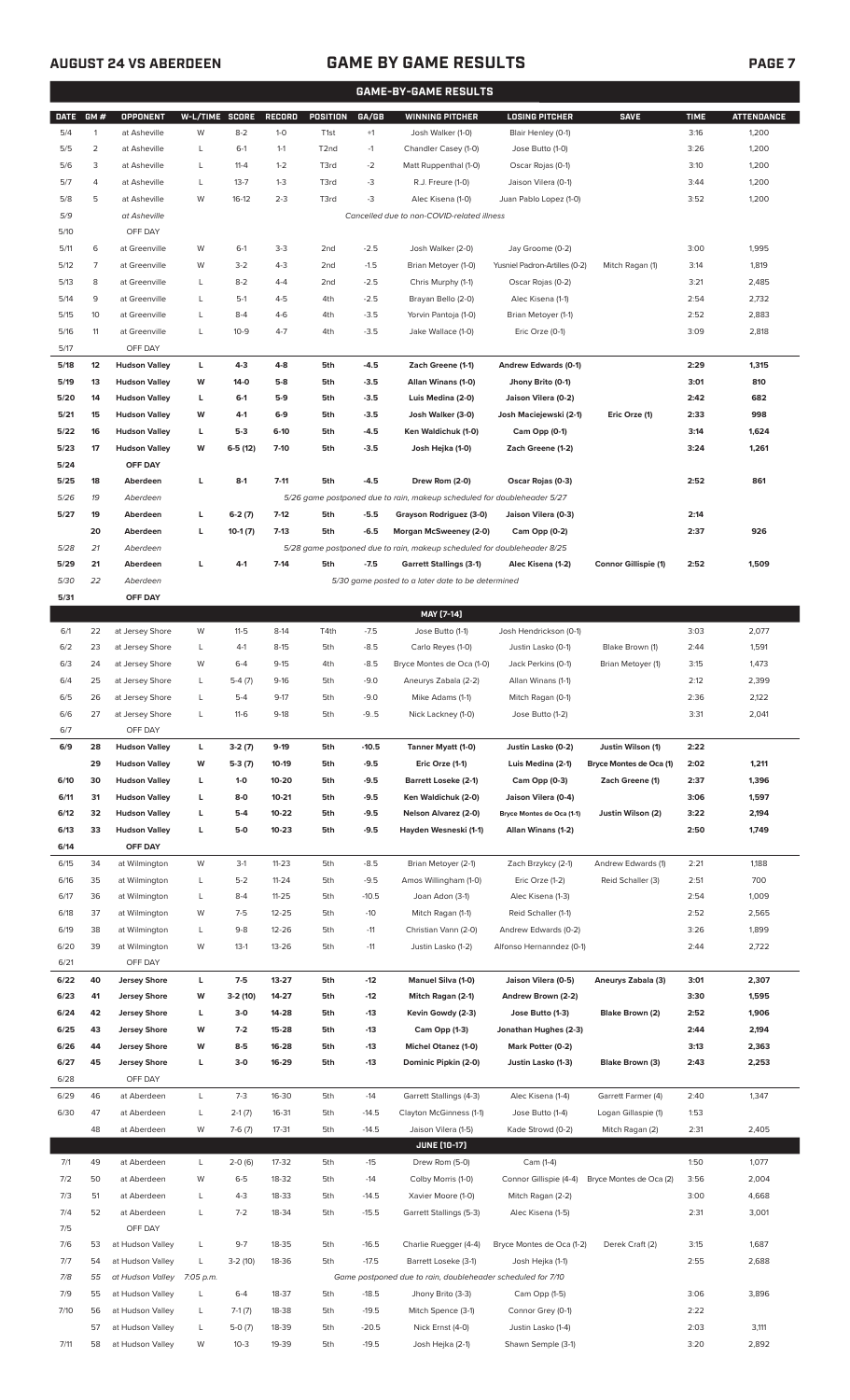## AUGUST 24 VS ABERDEEN

# GAME BY GAME RESULTS

### GAME-BY-GAME RESULTS

| DATE | GM # | OPPONENT | W-L/TIME | SCORE | RECORD | POSITION | GA/GB | WINNING PITCHER | LOSING PITCHER | SAVE | TIME | ATTENDANCE |
|---|---|---|---|---|---|---|---|---|---|---|---|---|
| 5/4 | 1 | at Asheville | W | 8-2 | 1-0 | T1st | +1 | Josh Walker (1-0) | Blair Henley (0-1) | | 3:16 | 1,200 |
| 5/5 | 2 | at Asheville | L | 6-1 | 1-1 | T2nd | -1 | Chandler Casey (1-0) | Jose Butto (1-0) | | 3:26 | 1,200 |
| 5/6 | 3 | at Asheville | L | 11-4 | 1-2 | T3rd | -2 | Matt Ruppenthal (1-0) | Oscar Rojas (0-1) | | 3:10 | 1,200 |
| 5/7 | 4 | at Asheville | L | 13-7 | 1-3 | T3rd | -3 | R.J. Freure (1-0) | Jaison Vilera (0-1) | | 3:44 | 1,200 |
| 5/8 | 5 | at Asheville | W | 16-12 | 2-3 | T3rd | -3 | Alec Kisena (1-0) | Juan Pablo Lopez (1-0) | | 3:52 | 1,200 |
| 5/9 | | at Asheville | | | | | | Cancelled due to non-COVID-related illness | | | | |
| 5/10 | | OFF DAY | | | | | | | | | | |
| 5/11 | 6 | at Greenville | W | 6-1 | 3-3 | 2nd | -2.5 | Josh Walker (2-0) | Jay Groome (0-2) | | 3:00 | 1,995 |
| 5/12 | 7 | at Greenville | W | 3-2 | 4-3 | 2nd | -1.5 | Brian Metoyer (1-0) | Yusniel Padron-Artilles (0-2) | Mitch Ragan (1) | 3:14 | 1,819 |
| 5/13 | 8 | at Greenville | L | 8-2 | 4-4 | 2nd | -2.5 | Chris Murphy (1-1) | Oscar Rojas (0-2) | | 3:21 | 2,485 |
| 5/14 | 9 | at Greenville | L | 5-1 | 4-5 | 4th | -2.5 | Brayan Bello (2-0) | Alec Kisena (1-1) | | 2:54 | 2,732 |
| 5/15 | 10 | at Greenville | L | 8-4 | 4-6 | 4th | -3.5 | Yorvin Pantoja (1-0) | Brian Metoyer (1-1) | | 2:52 | 2,883 |
| 5/16 | 11 | at Greenville | L | 10-9 | 4-7 | 4th | -3.5 | Jake Wallace (1-0) | Eric Orze (0-1) | | 3:09 | 2,818 |
| 5/17 | | OFF DAY | | | | | | | | | | |
| **5/18** | **12** | **Hudson Valley** | **L** | **4-3** | **4-8** | **5th** | **-4.5** | **Zach Greene (1-1)** | **Andrew Edwards (0-1)** | | **2:29** | **1,315** |
| **5/19** | **13** | **Hudson Valley** | **W** | **14-0** | **5-8** | **5th** | **-3.5** | **Allan Winans (1-0)** | **Jhony Brito (0-1)** | | **3:01** | **810** |
| **5/20** | **14** | **Hudson Valley** | **L** | **6-1** | **5-9** | **5th** | **-3.5** | **Luis Medina (2-0)** | **Jaison Vilera (0-2)** | | **2:42** | **682** |
| **5/21** | **15** | **Hudson Valley** | **W** | **4-1** | **6-9** | **5th** | **-3.5** | **Josh Walker (3-0)** | **Josh Maciejewski (2-1)** | **Eric Orze (1)** | **2:33** | **998** |
| **5/22** | **16** | **Hudson Valley** | **L** | **5-3** | **6-10** | **5th** | **-4.5** | **Ken Waldichuk (1-0)** | **Cam Opp (0-1)** | | **3:14** | **1,624** |
| **5/23** | **17** | **Hudson Valley** | **W** | **6-5 (12)** | **7-10** | **5th** | **-3.5** | **Josh Hejka (1-0)** | **Zach Greene (1-2)** | | **3:24** | **1,261** |
| **5/24** | | **OFF DAY** | | | | | | | | | | |
| **5/25** | **18** | **Aberdeen** | **L** | **8-1** | **7-11** | **5th** | **-4.5** | **Drew Rom (2-0)** | **Oscar Rojas (0-3)** | | **2:52** | **861** |
| *5/26* | *19* | *Aberdeen* | | | | | | *5/26 game postponed due to rain, makeup scheduled for doubleheader 5/27* | | | | |
| **5/27** | **19** | **Aberdeen** | **L** | **6-2 (7)** | **7-12** | **5th** | **-5.5** | **Grayson Rodriguez (3-0)** | **Jaison Vilera (0-3)** | | **2:14** | |
| | **20** | **Aberdeen** | **L** | **10-1 (7)** | **7-13** | **5th** | **-6.5** | **Morgan McSweeney (2-0)** | **Cam Opp (0-2)** | | **2:37** | **926** |
| *5/28* | *21* | *Aberdeen* | | | | | | *5/28 game postponed due to rain, makeup scheduled for doubleheader 8/25* | | | | |
| **5/29** | **21** | **Aberdeen** | **L** | **4-1** | **7-14** | **5th** | **-7.5** | **Garrett Stallings (3-1)** | **Alec Kisena (1-2)** | **Connor Gillispie (1)** | **2:52** | **1,509** |
| *5/30* | *22* | *Aberdeen* | | | | | | *5/30 game posted to a later date to be determined* | | | | |
| **5/31** | | **OFF DAY** | | | | | | | | | | |
| | | | | | | | | **MAY [7-14]** | | | | |
| 6/1 | 22 | at Jersey Shore | W | 11-5 | 8-14 | T4th | -7.5 | Jose Butto (1-1) | Josh Hendrickson (0-1) | | 3:03 | 2,077 |
| 6/2 | 23 | at Jersey Shore | L | 4-1 | 8-15 | 5th | -8.5 | Carlo Reyes (1-0) | Justin Lasko (0-1) | Blake Brown (1) | 2:44 | 1,591 |
| 6/3 | 24 | at Jersey Shore | W | 6-4 | 9-15 | 4th | -8.5 | Bryce Montes de Oca (1-0) | Jack Perkins (0-1) | Brian Metoyer (1) | 3:15 | 1,473 |
| 6/4 | 25 | at Jersey Shore | L | 5-4 (7) | 9-16 | 5th | -9.0 | Aneurys Zabala (2-2) | Allan Winans (1-1) | | 2:12 | 2,399 |
| 6/5 | 26 | at Jersey Shore | L | 5-4 | 9-17 | 5th | -9.0 | Mike Adams (1-1) | Mitch Ragan (0-1) | | 2:36 | 2,122 |
| 6/6 | 27 | at Jersey Shore | L | 11-6 | 9-18 | 5th | -9..5 | Nick Lackney (1-0) | Jose Butto (1-2) | | 3:31 | 2,041 |
| 6/7 | | OFF DAY | | | | | | | | | | |
| **6/9** | **28** | **Hudson Valley** | **L** | **3-2 (7)** | **9-19** | **5th** | **-10.5** | **Tanner Myatt (1-0)** | **Justin Lasko (0-2)** | **Justin Wilson (1)** | **2:22** | |
| | **29** | **Hudson Valley** | **W** | **5-3 (7)** | **10-19** | **5th** | **-9.5** | **Eric Orze (1-1)** | **Luis Medina (2-1)** | **Bryce Montes de Oca (1)** | **2:02** | **1,211** |
| **6/10** | **30** | **Hudson Valley** | **L** | **1-0** | **10-20** | **5th** | **-9.5** | **Barrett Loseke (2-1)** | **Cam Opp (0-3)** | **Zach Greene (1)** | **2:37** | **1,396** |
| **6/11** | **31** | **Hudson Valley** | **L** | **8-0** | **10-21** | **5th** | **-9.5** | **Ken Waldichuk (2-0)** | **Jaison Vilera (0-4)** | | **3:06** | **1,597** |
| **6/12** | **32** | **Hudson Valley** | **L** | **5-4** | **10-22** | **5th** | **-9.5** | **Nelson Alvarez (2-0)** | **Bryce Montes de Oca (1-1)** | **Justin Wilson (2)** | **3:22** | **2,194** |
| **6/13** | **33** | **Hudson Valley** | **L** | **5-0** | **10-23** | **5th** | **-9.5** | **Hayden Wesneski (1-1)** | **Allan Winans (1-2)** | | **2:50** | **1,749** |
| **6/14** | | **OFF DAY** | | | | | | | | | | |
| 6/15 | 34 | at Wilmington | W | 3-1 | 11-23 | 5th | -8.5 | Brian Metoyer (2-1) | Zach Brzykcy (2-1) | Andrew Edwards (1) | 2:21 | 1,188 |
| 6/16 | 35 | at Wilmington | L | 5-2 | 11-24 | 5th | -9.5 | Amos Willingham (1-0) | Eric Orze (1-2) | Reid Schaller (3) | 2:51 | 700 |
| 6/17 | 36 | at Wilmington | L | 8-4 | 11-25 | 5th | -10.5 | Joan Adon (3-1) | Alec Kisena (1-3) | | 2:54 | 1,009 |
| 6/18 | 37 | at Wilmington | W | 7-5 | 12-25 | 5th | -10 | Mitch Ragan (1-1) | Reid Schaller (1-1) | | 2:52 | 2,565 |
| 6/19 | 38 | at Wilmington | L | 9-8 | 12-26 | 5th | -11 | Christian Vann (2-0) | Andrew Edwards (0-2) | | 3:26 | 1,899 |
| 6/20 | 39 | at Wilmington | W | 13-1 | 13-26 | 5th | -11 | Justin Lasko (1-2) | Alfonso Hernanndez (0-1) | | 2:44 | 2,722 |
| 6/21 | | OFF DAY | | | | | | | | | | |
| **6/22** | **40** | **Jersey Shore** | **L** | **7-5** | **13-27** | **5th** | **-12** | **Manuel Silva (1-0)** | **Jaison Vilera (0-5)** | **Aneurys Zabala (3)** | **3:01** | **2,307** |
| **6/23** | **41** | **Jersey Shore** | **W** | **3-2 (10)** | **14-27** | **5th** | **-12** | **Mitch Ragan (2-1)** | **Andrew Brown (2-2)** | | **3:30** | **1,595** |
| **6/24** | **42** | **Jersey Shore** | **L** | **3-0** | **14-28** | **5th** | **-13** | **Kevin Gowdy (2-3)** | **Jose Butto (1-3)** | **Blake Brown (2)** | **2:52** | **1,906** |
| **6/25** | **43** | **Jersey Shore** | **W** | **7-2** | **15-28** | **5th** | **-13** | **Cam Opp (1-3)** | **Jonathan Hughes (2-3)** | | **2:44** | **2,194** |
| **6/26** | **44** | **Jersey Shore** | **W** | **8-5** | **16-28** | **5th** | **-13** | **Michel Otanez (1-0)** | **Mark Potter (0-2)** | | **3:13** | **2,363** |
| **6/27** | **45** | **Jersey Shore** | **L** | **3-0** | **16-29** | **5th** | **-13** | **Dominic Pipkin (2-0)** | **Justin Lasko (1-3)** | **Blake Brown (3)** | **2:43** | **2,253** |
| 6/28 | | OFF DAY | | | | | | | | | | |
| 6/29 | 46 | at Aberdeen | L | 7-3 | 16-30 | 5th | -14 | Garrett Stallings (4-3) | Alec Kisena (1-4) | Garrett Farmer (4) | 2:40 | 1,347 |
| 6/30 | 47 | at Aberdeen | L | 2-1 (7) | 16-31 | 5th | -14.5 | Clayton McGinness (1-1) | Jose Butto (1-4) | Logan Gillaspie (1) | 1:53 | |
| | 48 | at Aberdeen | W | 7-6 (7) | 17-31 | 5th | -14.5 | Jaison Vilera (1-5) | Kade Strowd (0-2) | Mitch Ragan (2) | 2:31 | 2,405 |
| | | | | | | | | **JUNE [10-17]** | | | | |
| 7/1 | 49 | at Aberdeen | L | 2-0 (6) | 17-32 | 5th | -15 | Drew Rom (5-0) | Cam (1-4) | | 1:50 | 1,077 |
| 7/2 | 50 | at Aberdeen | W | 6-5 | 18-32 | 5th | -14 | Colby Morris (1-0) | Connor Gillispie (4-4) | Bryce Montes de Oca (2) | 3:56 | 2,004 |
| 7/3 | 51 | at Aberdeen | L | 4-3 | 18-33 | 5th | -14.5 | Xavier Moore (1-0) | Mitch Ragan (2-2) | | 3:00 | 4,668 |
| 7/4 | 52 | at Aberdeen | L | 7-2 | 18-34 | 5th | -15.5 | Garrett Stallings (5-3) | Alec Kisena (1-5) | | 2:31 | 3,001 |
| 7/5 | | OFF DAY | | | | | | | | | | |
| 7/6 | 53 | at Hudson Valley | L | 9-7 | 18-35 | 5th | -16.5 | Charlie Ruegger (4-4) | Bryce Montes de Oca (1-2) | Derek Craft (2) | 3:15 | 1,687 |
| 7/7 | 54 | at Hudson Valley | L | 3-2 (10) | 18-36 | 5th | -17.5 | Barrett Loseke (3-1) | Josh Hejka (1-1) | | 2:55 | 2,688 |
| *7/8* | *55* | *at Hudson Valley* | *7:05 p.m.* | | | | | *Game postponed due to rain, doubleheader scheduled for 7/10* | | | | |
| 7/9 | 55 | at Hudson Valley | L | 6-4 | 18-37 | 5th | -18.5 | Jhony Brito (3-3) | Cam Opp (1-5) | | 3:06 | 3,896 |
| 7/10 | 56 | at Hudson Valley | L | 7-1 (7) | 18-38 | 5th | -19.5 | Mitch Spence (3-1) | Connor Grey (0-1) | | 2:22 | |
| | 57 | at Hudson Valley | L | 5-0 (7) | 18-39 | 5th | -20.5 | Nick Ernst (4-0) | Justin Lasko (1-4) | | 2:03 | 3,111 |
| 7/11 | 58 | at Hudson Valley | W | 10-3 | 19-39 | 5th | -19.5 | Josh Hejka (2-1) | Shawn Semple (3-1) | | 3:20 | 2,892 |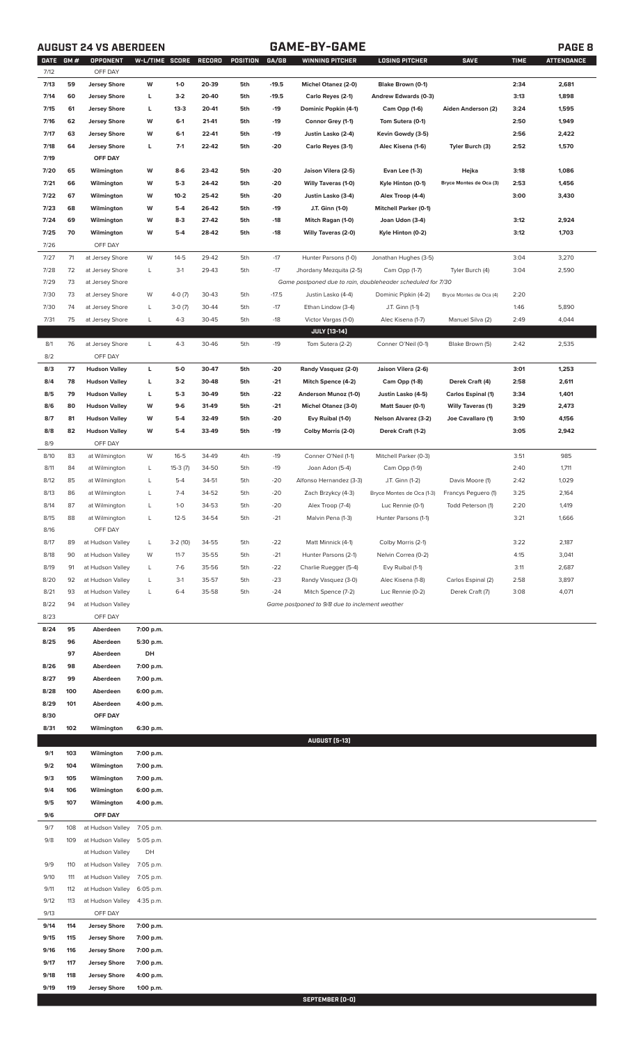## AUGUST 24 VS ABERDEEN — GAME-BY-GAME

| DATE | GM # | OPPONENT | W-L/TIME | SCORE | RECORD | POSITION | GA/GB | WINNING PITCHER | LOSING PITCHER | SAVE | TIME | ATTENDANCE |
|---|---|---|---|---|---|---|---|---|---|---|---|---|
| 7/12 | | OFF DAY | | | | | | | | | | |
| 7/13 | 59 | Jersey Shore | W | 1-0 | 20-39 | 5th | -19.5 | Michel Otanez (2-0) | Blake Brown (0-1) | | 2:34 | 2,681 |
| 7/14 | 60 | Jersey Shore | L | 3-2 | 20-40 | 5th | -19.5 | Carlo Reyes (2-1) | Andrew Edwards (0-3) | | 3:13 | 1,898 |
| 7/15 | 61 | Jersey Shore | L | 13-3 | 20-41 | 5th | -19 | Dominic Popkin (4-1) | Cam Opp (1-6) | Aiden Anderson (2) | 3:24 | 1,595 |
| 7/16 | 62 | Jersey Shore | W | 6-1 | 21-41 | 5th | -19 | Connor Grey (1-1) | Tom Sutera (0-1) | | 2:50 | 1,949 |
| 7/17 | 63 | Jersey Shore | W | 6-1 | 22-41 | 5th | -19 | Justin Lasko (2-4) | Kevin Gowdy (3-5) | | 2:56 | 2,422 |
| 7/18 | 64 | Jersey Shore | L | 7-1 | 22-42 | 5th | -20 | Carlo Reyes (3-1) | Alec Kisena (1-6) | Tyler Burch (3) | 2:52 | 1,570 |
| 7/19 | | OFF DAY | | | | | | | | | | |
| 7/20 | 65 | Wilmington | W | 8-6 | 23-42 | 5th | -20 | Jaison Vilera (2-5) | Evan Lee (1-3) | Hejka | 3:18 | 1,086 |
| 7/21 | 66 | Wilmington | W | 5-3 | 24-42 | 5th | -20 | Willy Taveras (1-0) | Kyle Hinton (0-1) | Bryce Montes de Oca (3) | 2:53 | 1,456 |
| 7/22 | 67 | Wilmington | W | 10-2 | 25-42 | 5th | -20 | Justin Lasko (3-4) | Alex Troop (4-4) | | 3:00 | 3,430 |
| 7/23 | 68 | Wilmington | W | 5-4 | 26-42 | 5th | -19 | J.T. Ginn (1-0) | Mitchell Parker (0-1) | | | |
| 7/24 | 69 | Wilmington | W | 8-3 | 27-42 | 5th | -18 | Mitch Ragan (1-0) | Joan Udon (3-4) | | 3:12 | 2,924 |
| 7/25 | 70 | Wilmington | W | 5-4 | 28-42 | 5th | -18 | Willy Taveras (2-0) | Kyle Hinton (0-2) | | 3:12 | 1,703 |
| 7/26 | | OFF DAY | | | | | | | | | | |
| 7/27 | 71 | at Jersey Shore | W | 14-5 | 29-42 | 5th | -17 | Hunter Parsons (1-0) | Jonathan Hughes (3-5) | | 3:04 | 3,270 |
| 7/28 | 72 | at Jersey Shore | L | 3-1 | 29-43 | 5th | -17 | Jhordany Mezquita (2-5) | Cam Opp (1-7) | Tyler Burch (4) | 3:04 | 2,590 |
| 7/29 | 73 | at Jersey Shore | | | | | | *Game postponed due to rain, doubleheader scheduled for 7/30* | | | | |
| 7/30 | 73 | at Jersey Shore | W | 4-0 (7) | 30-43 | 5th | -17.5 | Justin Lasko (4-4) | Dominic Pipkin (4-2) | Bryce Montes de Oca (4) | 2:20 | |
| 7/30 | 74 | at Jersey Shore | L | 3-0 (7) | 30-44 | 5th | -17 | Ethan Lindow (3-4) | J.T. Ginn (1-1) | | 1:46 | 5,890 |
| 7/31 | 75 | at Jersey Shore | L | 4-3 | 30-45 | 5th | -18 | Victor Vargas (1-0) | Alec Kisena (1-7) | Manuel Silva (2) | 2:49 | 4,044 |
| | | | | | | | | **JULY (13-14)** | | | | |
| 8/1 | 76 | at Jersey Shore | L | 4-3 | 30-46 | 5th | -19 | Tom Sutera (2-2) | Conner O'Neil (0-1) | Blake Brown (5) | 2:42 | 2,535 |
| 8/2 | | OFF DAY | | | | | | | | | | |
| 8/3 | 77 | Hudson Valley | L | 5-0 | 30-47 | 5th | -20 | Randy Vasquez (2-0) | Jaison Vilera (2-6) | | 3:01 | 1,253 |
| 8/4 | 78 | Hudson Valley | L | 3-2 | 30-48 | 5th | -21 | Mitch Spence (4-2) | Cam Opp (1-8) | Derek Craft (4) | 2:58 | 2,611 |
| 8/5 | 79 | Hudson Valley | L | 5-3 | 30-49 | 5th | -22 | Anderson Munoz (1-0) | Justin Lasko (4-5) | Carlos Espinal (1) | 3:34 | 1,401 |
| 8/6 | 80 | Hudson Valley | W | 9-6 | 31-49 | 5th | -21 | Michel Otanez (3-0) | Matt Sauer (0-1) | Willy Taveras (1) | 3:29 | 2,473 |
| 8/7 | 81 | Hudson Valley | W | 5-4 | 32-49 | 5th | -20 | Evy Ruibal (1-0) | Nelson Alvarez (3-2) | Joe Cavallaro (1) | 3:10 | 4,156 |
| 8/8 | 82 | Hudson Valley | W | 5-4 | 33-49 | 5th | -19 | Colby Morris (2-0) | Derek Craft (1-2) | | 3:05 | 2,942 |
| 8/9 | | OFF DAY | | | | | | | | | | |
| 8/10 | 83 | at Wilmington | W | 16-5 | 34-49 | 4th | -19 | Conner O'Neil (1-1) | Mitchell Parker (0-3) | | 3:51 | 985 |
| 8/11 | 84 | at Wilmington | L | 15-3 (7) | 34-50 | 5th | -19 | Joan Adon (5-4) | Cam Opp (1-9) | | 2:40 | 1,711 |
| 8/12 | 85 | at Wilmington | L | 5-4 | 34-51 | 5th | -20 | Alfonso Hernandez (3-3) | J.T. Ginn (1-2) | Davis Moore (1) | 2:42 | 1,029 |
| 8/13 | 86 | at Wilmington | L | 7-4 | 34-52 | 5th | -20 | Zach Brzykcy (4-3) | Bryce Montes de Oca (1-3) | Francys Peguero (1) | 3:25 | 2,164 |
| 8/14 | 87 | at Wilmington | L | 1-0 | 34-53 | 5th | -20 | Alex Troop (7-4) | Luc Rennie (0-1) | Todd Peterson (1) | 2:20 | 1,419 |
| 8/15 | 88 | at Wilmington | L | 12-5 | 34-54 | 5th | -21 | Malvin Pena (1-3) | Hunter Parsons (1-1) | | 3:21 | 1,666 |
| 8/16 | | OFF DAY | | | | | | | | | | |
| 8/17 | 89 | at Hudson Valley | L | 3-2 (10) | 34-55 | 5th | -22 | Matt Minnick (4-1) | Colby Morris (2-1) | | 3:22 | 2,187 |
| 8/18 | 90 | at Hudson Valley | W | 11-7 | 35-55 | 5th | -21 | Hunter Parsons (2-1) | Nelvin Correa (0-2) | | 4:15 | 3,041 |
| 8/19 | 91 | at Hudson Valley | L | 7-6 | 35-56 | 5th | -22 | Charlie Ruegger (5-4) | Evy Ruibal (1-1) | | 3:11 | 2,687 |
| 8/20 | 92 | at Hudson Valley | L | 3-1 | 35-57 | 5th | -23 | Randy Vasquez (3-0) | Alec Kisena (1-8) | Carlos Espinal (2) | 2:58 | 3,897 |
| 8/21 | 93 | at Hudson Valley | L | 6-4 | 35-58 | 5th | -24 | Mitch Spence (7-2) | Luc Rennie (0-2) | Derek Craft (7) | 3:08 | 4,071 |
| 8/22 | 94 | at Hudson Valley | | | | | | *Game postponed to 9/8 due to inclement weather* | | | | |
| 8/23 | | OFF DAY | | | | | | | | | | |
| 8/24 | 95 | Aberdeen | 7:00 p.m. | | | | | | | | | |
| 8/25 | 96 | Aberdeen | 5:30 p.m. | | | | | | | | | |
| | 97 | Aberdeen | DH | | | | | | | | | |
| 8/26 | 98 | Aberdeen | 7:00 p.m. | | | | | | | | | |
| 8/27 | 99 | Aberdeen | 7:00 p.m. | | | | | | | | | |
| 8/28 | 100 | Aberdeen | 6:00 p.m. | | | | | | | | | |
| 8/29 | 101 | Aberdeen | 4:00 p.m. | | | | | | | | | |
| 8/30 | | OFF DAY | | | | | | | | | | |
| 8/31 | 102 | Wilmington | 6:30 p.m. | | | | | | | | | |
| | | | | | | | | **AUGUST (5-13)** | | | | |
| 9/1 | 103 | Wilmington | 7:00 p.m. | | | | | | | | | |
| 9/2 | 104 | Wilmington | 7:00 p.m. | | | | | | | | | |
| 9/3 | 105 | Wilmington | 7:00 p.m. | | | | | | | | | |
| 9/4 | 106 | Wilmington | 6:00 p.m. | | | | | | | | | |
| 9/5 | 107 | Wilmington | 4:00 p.m. | | | | | | | | | |
| 9/6 | | OFF DAY | | | | | | | | | | |
| 9/7 | 108 | at Hudson Valley | 7:05 p.m. | | | | | | | | | |
| 9/8 | 109 | at Hudson Valley | 5:05 p.m. | | | | | | | | | |
| | | at Hudson Valley | DH | | | | | | | | | |
| 9/9 | 110 | at Hudson Valley | 7:05 p.m. | | | | | | | | | |
| 9/10 | 111 | at Hudson Valley | 7:05 p.m. | | | | | | | | | |
| 9/11 | 112 | at Hudson Valley | 6:05 p.m. | | | | | | | | | |
| 9/12 | 113 | at Hudson Valley | 4:35 p.m. | | | | | | | | | |
| 9/13 | | OFF DAY | | | | | | | | | | |
| 9/14 | 114 | Jersey Shore | 7:00 p.m. | | | | | | | | | |
| 9/15 | 115 | Jersey Shore | 7:00 p.m. | | | | | | | | | |
| 9/16 | 116 | Jersey Shore | 7:00 p.m. | | | | | | | | | |
| 9/17 | 117 | Jersey Shore | 7:00 p.m. | | | | | | | | | |
| 9/18 | 118 | Jersey Shore | 4:00 p.m. | | | | | | | | | |
| 9/19 | 119 | Jersey Shore | 1:00 p.m. | | | | | | | | | |
| | | | | | | | | **SEPTEMBER (0-0)** | | | | |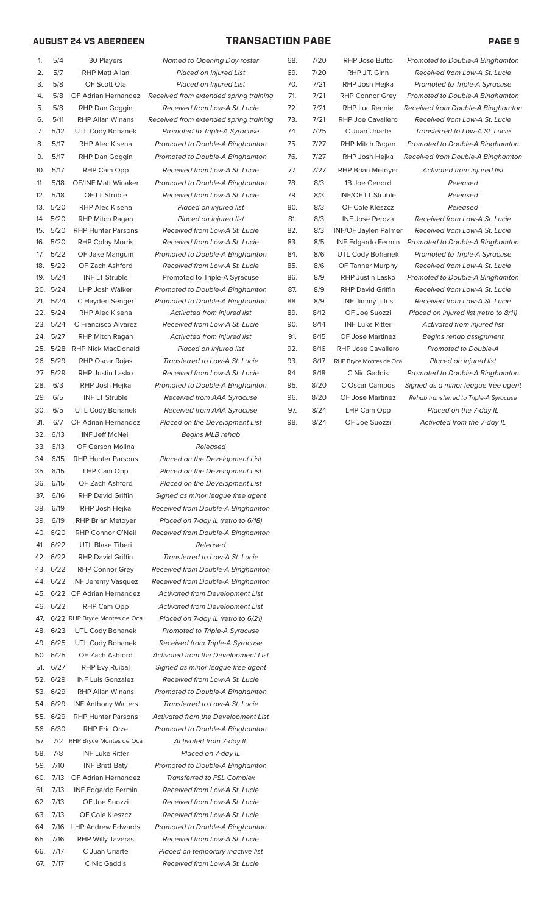## AUGUST 24 VS ABERDEEN — TRANSACTION PAGE

| | | | |
|---|---|---|---|
| 1. | 5/4 | 30 Players | *Named to Opening Day roster* |
| 2. | 5/7 | RHP Matt Allan | *Placed on Injured List* |
| 3. | 5/8 | OF Scott Ota | *Placed on Injured List* |
| 4. | 5/8 | OF Adrian Hernandez | *Received from extended spring training* |
| 5. | 5/8 | RHP Dan Goggin | *Received from Low-A St. Lucie* |
| 6. | 5/11 | RHP Allan Winans | *Received from extended spring training* |
| 7. | 5/12 | UTL Cody Bohanek | *Promoted to Triple-A Syracuse* |
| 8. | 5/17 | RHP Alec Kisena | *Promoted to Double-A Binghamton* |
| 9. | 5/17 | RHP Dan Goggin | *Promoted to Double-A Binghamton* |
| 10. | 5/17 | RHP Cam Opp | *Received from Low-A St. Lucie* |
| 11. | 5/18 | OF/INF Matt Winaker | *Promoted to Double-A Binghamton* |
| 12. | 5/18 | OF LT Struble | *Received from Low-A St. Lucie* |
| 13. | 5/20 | RHP Alec Kisena | *Placed on injured list* |
| 14. | 5/20 | RHP Mitch Ragan | *Placed on injured list* |
| 15. | 5/20 | RHP Hunter Parsons | *Received from Low-A St. Lucie* |
| 16. | 5/20 | RHP Colby Morris | *Received from Low-A St. Lucie* |
| 17. | 5/22 | OF Jake Mangum | *Promoted to Double-A Binghamton* |
| 18. | 5/22 | OF Zach Ashford | *Received from Low-A St. Lucie* |
| 19. | 5/24 | INF LT Struble | Promoted to Triple-A Syracuse |
| 20. | 5/24 | LHP Josh Walker | *Promoted to Double-A Binghamton* |
| 21. | 5/24 | C Hayden Senger | *Promoted to Double-A Binghamton* |
| 22. | 5/24 | RHP Alec Kisena | *Activated from injured list* |
| 23. | 5/24 | C Francisco Alvarez | *Received from Low-A St. Lucie* |
| 24. | 5/27 | RHP Mitch Ragan | *Activated from injured list* |
| 25. | 5/28 | RHP Nick MacDonald | *Placed on injured list* |
| 26. | 5/29 | RHP Oscar Rojas | *Transferred to Low-A St. Lucie* |
| 27. | 5/29 | RHP Justin Lasko | *Received from Low-A St. Lucie* |
| 28. | 6/3 | RHP Josh Hejka | *Promoted to Double-A Binghamton* |
| 29. | 6/5 | INF LT Struble | *Received from AAA Syracuse* |
| 30. | 6/5 | UTL Cody Bohanek | *Received from AAA Syracuse* |
| 31. | 6/7 | OF Adrian Hernandez | *Placed on the Development List* |
| 32. | 6/13 | INF Jeff McNeil | *Begins MLB rehab* |
| 33. | 6/13 | OF Gerson Molina | *Released* |
| 34. | 6/15 | RHP Hunter Parsons | *Placed on the Development List* |
| 35. | 6/15 | LHP Cam Opp | *Placed on the Development List* |
| 36. | 6/15 | OF Zach Ashford | *Placed on the Development List* |
| 37. | 6/16 | RHP David Griffin | *Signed as minor league free agent* |
| 38. | 6/19 | RHP Josh Hejka | *Received from Double-A Binghamton* |
| 39. | 6/19 | RHP Brian Metoyer | *Placed on 7-day IL (retro to 6/18)* |
| 40. | 6/20 | RHP Connor O'Neil | *Received from Double-A Binghamton* |
| 41. | 6/22 | UTL Blake Tiberi | *Released* |
| 42. | 6/22 | RHP David Griffin | *Transferred to Low-A St. Lucie* |
| 43. | 6/22 | RHP Connor Grey | *Received from Double-A Binghamton* |
| 44. | 6/22 | INF Jeremy Vasquez | *Received from Double-A Binghamton* |
| 45. | 6/22 | OF Adrian Hernandez | *Activated from Development List* |
| 46. | 6/22 | RHP Cam Opp | *Activated from Development List* |
| 47. | 6/22 | RHP Bryce Montes de Oca | *Placed on 7-day IL (retro to 6/21)* |
| 48. | 6/23 | UTL Cody Bohanek | *Promoted to Triple-A Syracuse* |
| 49. | 6/25 | UTL Cody Bohanek | *Received from Triple-A Syracuse* |
| 50. | 6/25 | OF Zach Ashford | *Activated from the Development List* |
| 51. | 6/27 | RHP Evy Ruibal | *Signed as minor league free agent* |
| 52. | 6/29 | INF Luis Gonzalez | *Received from Low-A St. Lucie* |
| 53. | 6/29 | RHP Allan Winans | *Promoted to Double-A Binghamton* |
| 54. | 6/29 | INF Anthony Walters | *Transferred to Low-A St. Lucie* |
| 55. | 6/29 | RHP Hunter Parsons | *Activated from the Development List* |
| 56. | 6/30 | RHP Eric Orze | *Promoted to Double-A Binghamton* |
| 57. | 7/2 | RHP Bryce Montes de Oca | *Activated from 7-day IL* |
| 58. | 7/8 | INF Luke Ritter | *Placed on 7-day IL* |
| 59. | 7/10 | INF Brett Baty | *Promoted to Double-A Binghamton* |
| 60. | 7/13 | OF Adrian Hernandez | *Transferred to FSL Complex* |
| 61. | 7/13 | INF Edgardo Fermin | *Received from Low-A St. Lucie* |
| 62. | 7/13 | OF Joe Suozzi | *Received from Low-A St. Lucie* |
| 63. | 7/13 | OF Cole Kleszcz | *Received from Low-A St. Lucie* |
| 64. | 7/16 | LHP Andrew Edwards | *Promoted to Double-A Binghamton* |
| 65. | 7/16 | RHP Willy Taveras | *Received from Low-A St. Lucie* |
| 66. | 7/17 | C Juan Uriarte | *Placed on temporary inactive list* |
| 67. | 7/17 | C Nic Gaddis | *Received from Low-A St. Lucie* |
| 68. | 7/20 | RHP Jose Butto | *Promoted to Double-A Binghamton* |
| 69. | 7/20 | RHP J.T. Ginn | *Received from Low-A St. Lucie* |
| 70. | 7/21 | RHP Josh Hejka | *Promoted to Triple-A Syracuse* |
| 71. | 7/21 | RHP Connor Grey | *Promoted to Double-A Binghamton* |
| 72. | 7/21 | RHP Luc Rennie | *Received from Double-A Binghamton* |
| 73. | 7/21 | RHP Joe Cavallero | *Received from Low-A St. Lucie* |
| 74. | 7/25 | C Juan Uriarte | *Transferred to Low-A St. Lucie* |
| 75. | 7/27 | RHP Mitch Ragan | *Promoted to Double-A Binghamton* |
| 76. | 7/27 | RHP Josh Hejka | *Received from Double-A Binghamton* |
| 77. | 7/27 | RHP Brian Metoyer | *Activated from injured list* |
| 78. | 8/3 | 1B Joe Genord | *Released* |
| 79. | 8/3 | INF/OF LT Struble | *Released* |
| 80. | 8/3 | OF Cole Kleszcz | *Released* |
| 81. | 8/3 | INF Jose Peroza | *Received from Low-A St. Lucie* |
| 82. | 8/3 | INF/OF Jaylen Palmer | *Received from Low-A St. Lucie* |
| 83. | 8/5 | INF Edgardo Fermin | *Promoted to Double-A Binghamton* |
| 84. | 8/6 | UTL Cody Bohanek | *Promoted to Triple-A Syracuse* |
| 85. | 8/6 | OF Tanner Murphy | *Received from Low-A St. Lucie* |
| 86. | 8/9 | RHP Justin Lasko | *Promoted to Double-A Binghamton* |
| 87. | 8/9 | RHP David Griffin | *Received from Low-A St. Lucie* |
| 88. | 8/9 | INF Jimmy Titus | *Received from Low-A St. Lucie* |
| 89. | 8/12 | OF Joe Suozzi | *Placed on injured list (retro to 8/11)* |
| 90. | 8/14 | INF Luke Ritter | *Activated from injured list* |
| 91. | 8/15 | OF Jose Martinez | *Begins rehab assignment* |
| 92. | 8/16 | RHP Jose Cavallero | *Promoted to Double-A* |
| 93. | 8/17 | RHP Bryce Montes de Oca | *Placed on injured list* |
| 94. | 8/18 | C Nic Gaddis | *Promoted to Double-A Binghamton* |
| 95. | 8/20 | C Oscar Campos | *Signed as a minor league free agent* |
| 96. | 8/20 | OF Jose Martinez | *Rehab transferred to Triple-A Syracuse* |
| 97. | 8/24 | LHP Cam Opp | *Placed on the 7-day IL* |
| 98. | 8/24 | OF Joe Suozzi | *Activated from the 7-day IL* |